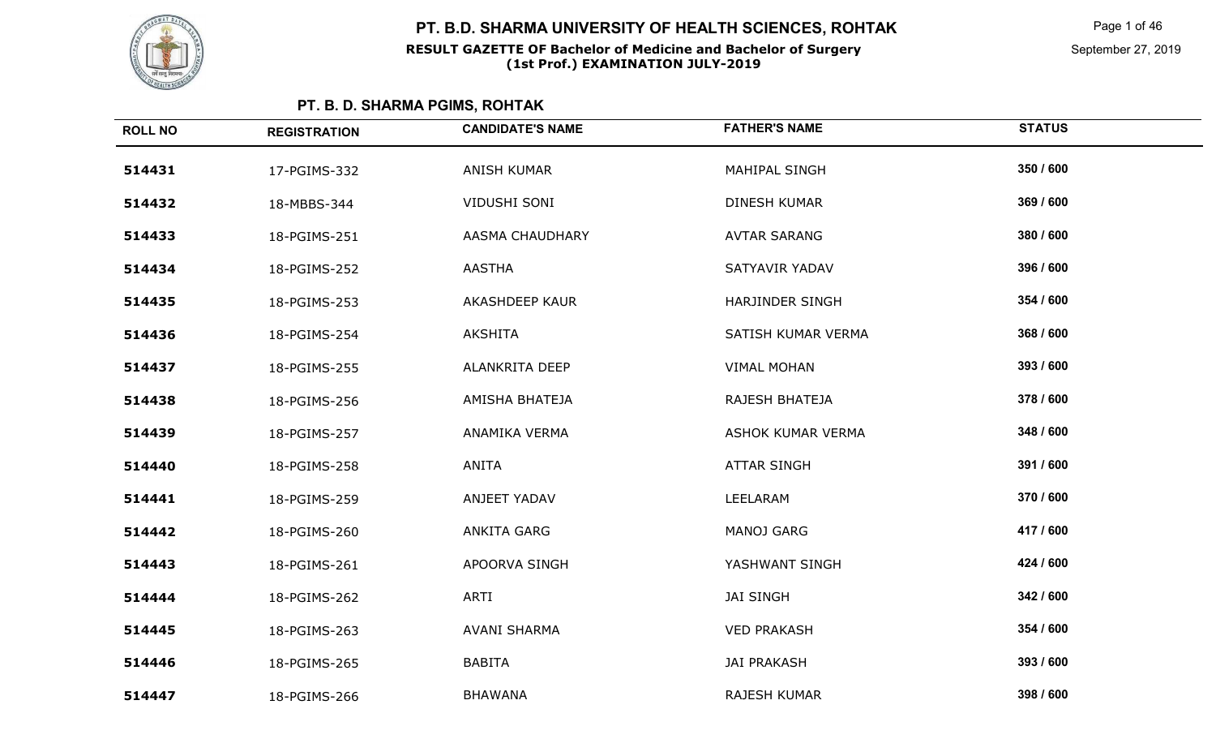# PT. B.D. SHARMA UNIVERSITY OF HEALTH SCIENCES, ROHTAK

**RESULT GAZETTE OF Bachelor of Medicine and Bachelor of Surgery (1st Prof.) EXAMINATION JULY-2019**

September 27, 2019

## PT. B. D. SHARMA PGIMS, ROHTAK

| ROLL NO | REGISTRATION | CANDIDATE'S NAME | FATHER'S NAME | STATUS |
|---|---|---|---|---|
| 514431 | 17-PGIMS-332 | ANISH KUMAR | MAHIPAL SINGH | 350 / 600 |
| 514432 | 18-MBBS-344 | VIDUSHI SONI | DINESH KUMAR | 369 / 600 |
| 514433 | 18-PGIMS-251 | AASMA CHAUDHARY | AVTAR SARANG | 380 / 600 |
| 514434 | 18-PGIMS-252 | AASTHA | SATYAVIR YADAV | 396 / 600 |
| 514435 | 18-PGIMS-253 | AKASHDEEP KAUR | HARJINDER SINGH | 354 / 600 |
| 514436 | 18-PGIMS-254 | AKSHITA | SATISH KUMAR VERMA | 368 / 600 |
| 514437 | 18-PGIMS-255 | ALANKRITA DEEP | VIMAL MOHAN | 393 / 600 |
| 514438 | 18-PGIMS-256 | AMISHA BHATEJA | RAJESH BHATEJA | 378 / 600 |
| 514439 | 18-PGIMS-257 | ANAMIKA VERMA | ASHOK KUMAR VERMA | 348 / 600 |
| 514440 | 18-PGIMS-258 | ANITA | ATTAR SINGH | 391 / 600 |
| 514441 | 18-PGIMS-259 | ANJEET YADAV | LEELARAM | 370 / 600 |
| 514442 | 18-PGIMS-260 | ANKITA GARG | MANOJ GARG | 417 / 600 |
| 514443 | 18-PGIMS-261 | APOORVA SINGH | YASHWANT SINGH | 424 / 600 |
| 514444 | 18-PGIMS-262 | ARTI | JAI SINGH | 342 / 600 |
| 514445 | 18-PGIMS-263 | AVANI SHARMA | VED PRAKASH | 354 / 600 |
| 514446 | 18-PGIMS-265 | BABITA | JAI PRAKASH | 393 / 600 |
| 514447 | 18-PGIMS-266 | BHAWANA | RAJESH KUMAR | 398 / 600 |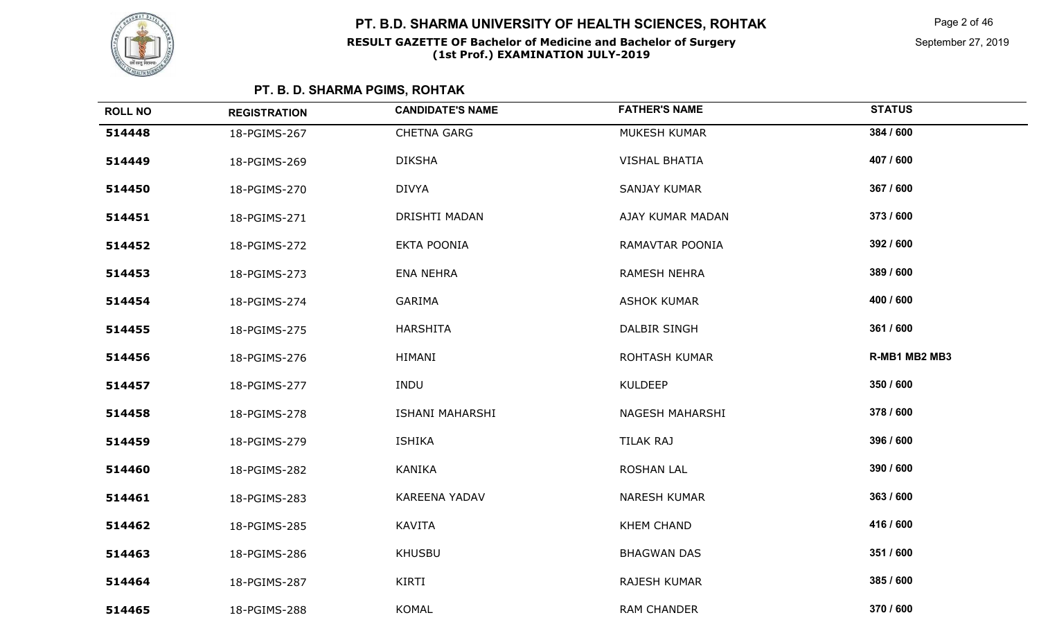## PT. B. D. SHARMA PGIMS, ROHTAK

| ROLL NO | REGISTRATION | CANDIDATE'S NAME | FATHER'S NAME | STATUS |
|---|---|---|---|---|
| 514448 | 18-PGIMS-267 | CHETNA GARG | MUKESH KUMAR | 384 / 600 |
| 514449 | 18-PGIMS-269 | DIKSHA | VISHAL BHATIA | 407 / 600 |
| 514450 | 18-PGIMS-270 | DIVYA | SANJAY KUMAR | 367 / 600 |
| 514451 | 18-PGIMS-271 | DRISHTI MADAN | AJAY KUMAR MADAN | 373 / 600 |
| 514452 | 18-PGIMS-272 | EKTA POONIA | RAMAVTAR POONIA | 392 / 600 |
| 514453 | 18-PGIMS-273 | ENA NEHRA | RAMESH NEHRA | 389 / 600 |
| 514454 | 18-PGIMS-274 | GARIMA | ASHOK KUMAR | 400 / 600 |
| 514455 | 18-PGIMS-275 | HARSHITA | DALBIR SINGH | 361 / 600 |
| 514456 | 18-PGIMS-276 | HIMANI | ROHTASH KUMAR | R-MB1 MB2 MB3 |
| 514457 | 18-PGIMS-277 | INDU | KULDEEP | 350 / 600 |
| 514458 | 18-PGIMS-278 | ISHANI MAHARSHI | NAGESH MAHARSHI | 378 / 600 |
| 514459 | 18-PGIMS-279 | ISHIKA | TILAK RAJ | 396 / 600 |
| 514460 | 18-PGIMS-282 | KANIKA | ROSHAN LAL | 390 / 600 |
| 514461 | 18-PGIMS-283 | KAREENA YADAV | NARESH KUMAR | 363 / 600 |
| 514462 | 18-PGIMS-285 | KAVITA | KHEM CHAND | 416 / 600 |
| 514463 | 18-PGIMS-286 | KHUSBU | BHAGWAN DAS | 351 / 600 |
| 514464 | 18-PGIMS-287 | KIRTI | RAJESH KUMAR | 385 / 600 |
| 514465 | 18-PGIMS-288 | KOMAL | RAM CHANDER | 370 / 600 |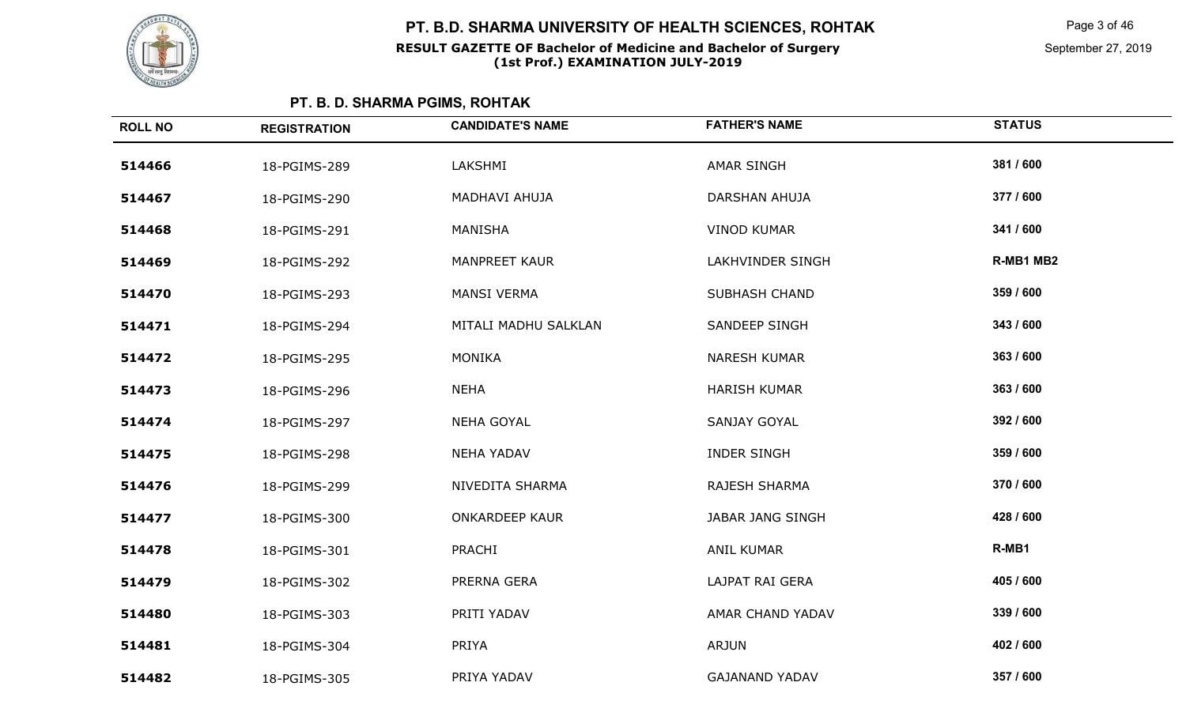# PT. B.D. SHARMA UNIVERSITY OF HEALTH SCIENCES, ROHTAK

**RESULT GAZETTE OF Bachelor of Medicine and Bachelor of Surgery (1st Prof.) EXAMINATION JULY-2019**

September 27, 2019

## PT. B. D. SHARMA PGIMS, ROHTAK

| ROLL NO | REGISTRATION | CANDIDATE'S NAME | FATHER'S NAME | STATUS |
|---|---|---|---|---|
| 514466 | 18-PGIMS-289 | LAKSHMI | AMAR SINGH | 381 / 600 |
| 514467 | 18-PGIMS-290 | MADHAVI AHUJA | DARSHAN AHUJA | 377 / 600 |
| 514468 | 18-PGIMS-291 | MANISHA | VINOD KUMAR | 341 / 600 |
| 514469 | 18-PGIMS-292 | MANPREET KAUR | LAKHVINDER SINGH | R-MB1 MB2 |
| 514470 | 18-PGIMS-293 | MANSI VERMA | SUBHASH CHAND | 359 / 600 |
| 514471 | 18-PGIMS-294 | MITALI MADHU SALKLAN | SANDEEP SINGH | 343 / 600 |
| 514472 | 18-PGIMS-295 | MONIKA | NARESH KUMAR | 363 / 600 |
| 514473 | 18-PGIMS-296 | NEHA | HARISH KUMAR | 363 / 600 |
| 514474 | 18-PGIMS-297 | NEHA GOYAL | SANJAY GOYAL | 392 / 600 |
| 514475 | 18-PGIMS-298 | NEHA YADAV | INDER SINGH | 359 / 600 |
| 514476 | 18-PGIMS-299 | NIVEDITA SHARMA | RAJESH SHARMA | 370 / 600 |
| 514477 | 18-PGIMS-300 | ONKARDEEP KAUR | JABAR JANG SINGH | 428 / 600 |
| 514478 | 18-PGIMS-301 | PRACHI | ANIL KUMAR | R-MB1 |
| 514479 | 18-PGIMS-302 | PRERNA GERA | LAJPAT RAI GERA | 405 / 600 |
| 514480 | 18-PGIMS-303 | PRITI YADAV | AMAR CHAND YADAV | 339 / 600 |
| 514481 | 18-PGIMS-304 | PRIYA | ARJUN | 402 / 600 |
| 514482 | 18-PGIMS-305 | PRIYA YADAV | GAJANAND YADAV | 357 / 600 |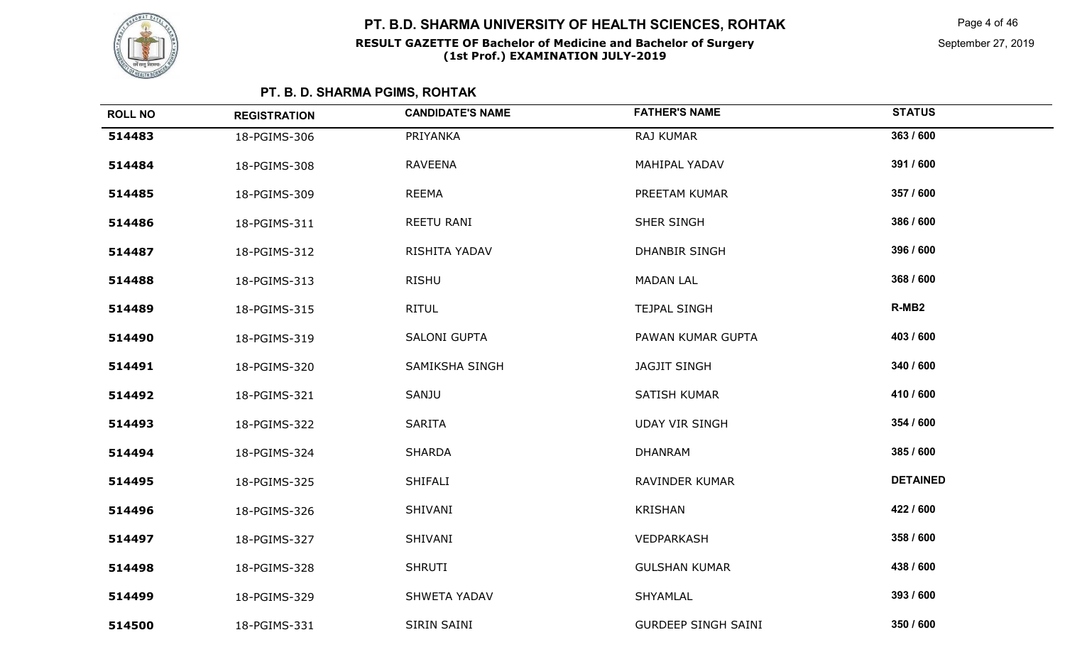# PT. B.D. SHARMA UNIVERSITY OF HEALTH SCIENCES, ROHTAK

**RESULT GAZETTE OF Bachelor of Medicine and Bachelor of Surgery (1st Prof.) EXAMINATION JULY-2019**

September 27, 2019

## PT. B. D. SHARMA PGIMS, ROHTAK

| ROLL NO | REGISTRATION | CANDIDATE'S NAME | FATHER'S NAME | STATUS |
| --- | --- | --- | --- | --- |
| 514483 | 18-PGIMS-306 | PRIYANKA | RAJ KUMAR | 363 / 600 |
| 514484 | 18-PGIMS-308 | RAVEENA | MAHIPAL YADAV | 391 / 600 |
| 514485 | 18-PGIMS-309 | REEMA | PREETAM KUMAR | 357 / 600 |
| 514486 | 18-PGIMS-311 | REETU RANI | SHER SINGH | 386 / 600 |
| 514487 | 18-PGIMS-312 | RISHITA YADAV | DHANBIR SINGH | 396 / 600 |
| 514488 | 18-PGIMS-313 | RISHU | MADAN LAL | 368 / 600 |
| 514489 | 18-PGIMS-315 | RITUL | TEJPAL SINGH | R-MB2 |
| 514490 | 18-PGIMS-319 | SALONI GUPTA | PAWAN KUMAR GUPTA | 403 / 600 |
| 514491 | 18-PGIMS-320 | SAMIKSHA SINGH | JAGJIT SINGH | 340 / 600 |
| 514492 | 18-PGIMS-321 | SANJU | SATISH KUMAR | 410 / 600 |
| 514493 | 18-PGIMS-322 | SARITA | UDAY VIR SINGH | 354 / 600 |
| 514494 | 18-PGIMS-324 | SHARDA | DHANRAM | 385 / 600 |
| 514495 | 18-PGIMS-325 | SHIFALI | RAVINDER KUMAR | DETAINED |
| 514496 | 18-PGIMS-326 | SHIVANI | KRISHAN | 422 / 600 |
| 514497 | 18-PGIMS-327 | SHIVANI | VEDPARKASH | 358 / 600 |
| 514498 | 18-PGIMS-328 | SHRUTI | GULSHAN KUMAR | 438 / 600 |
| 514499 | 18-PGIMS-329 | SHWETA YADAV | SHYAMLAL | 393 / 600 |
| 514500 | 18-PGIMS-331 | SIRIN SAINI | GURDEEP SINGH SAINI | 350 / 600 |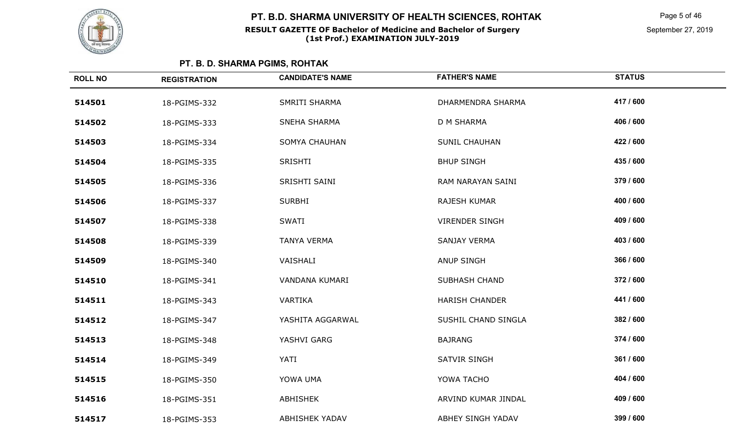## PT. B. D. SHARMA PGIMS, ROHTAK

| ROLL NO | REGISTRATION | CANDIDATE'S NAME | FATHER'S NAME | STATUS |
|---|---|---|---|---|
| 514501 | 18-PGIMS-332 | SMRITI SHARMA | DHARMENDRA SHARMA | 417 / 600 |
| 514502 | 18-PGIMS-333 | SNEHA SHARMA | D M SHARMA | 406 / 600 |
| 514503 | 18-PGIMS-334 | SOMYA CHAUHAN | SUNIL CHAUHAN | 422 / 600 |
| 514504 | 18-PGIMS-335 | SRISHTI | BHUP SINGH | 435 / 600 |
| 514505 | 18-PGIMS-336 | SRISHTI SAINI | RAM NARAYAN SAINI | 379 / 600 |
| 514506 | 18-PGIMS-337 | SURBHI | RAJESH KUMAR | 400 / 600 |
| 514507 | 18-PGIMS-338 | SWATI | VIRENDER SINGH | 409 / 600 |
| 514508 | 18-PGIMS-339 | TANYA VERMA | SANJAY VERMA | 403 / 600 |
| 514509 | 18-PGIMS-340 | VAISHALI | ANUP SINGH | 366 / 600 |
| 514510 | 18-PGIMS-341 | VANDANA KUMARI | SUBHASH CHAND | 372 / 600 |
| 514511 | 18-PGIMS-343 | VARTIKA | HARISH CHANDER | 441 / 600 |
| 514512 | 18-PGIMS-347 | YASHITA AGGARWAL | SUSHIL CHAND SINGLA | 382 / 600 |
| 514513 | 18-PGIMS-348 | YASHVI GARG | BAJRANG | 374 / 600 |
| 514514 | 18-PGIMS-349 | YATI | SATVIR SINGH | 361 / 600 |
| 514515 | 18-PGIMS-350 | YOWA UMA | YOWA TACHO | 404 / 600 |
| 514516 | 18-PGIMS-351 | ABHISHEK | ARVIND KUMAR JINDAL | 409 / 600 |
| 514517 | 18-PGIMS-353 | ABHISHEK YADAV | ABHEY SINGH YADAV | 399 / 600 |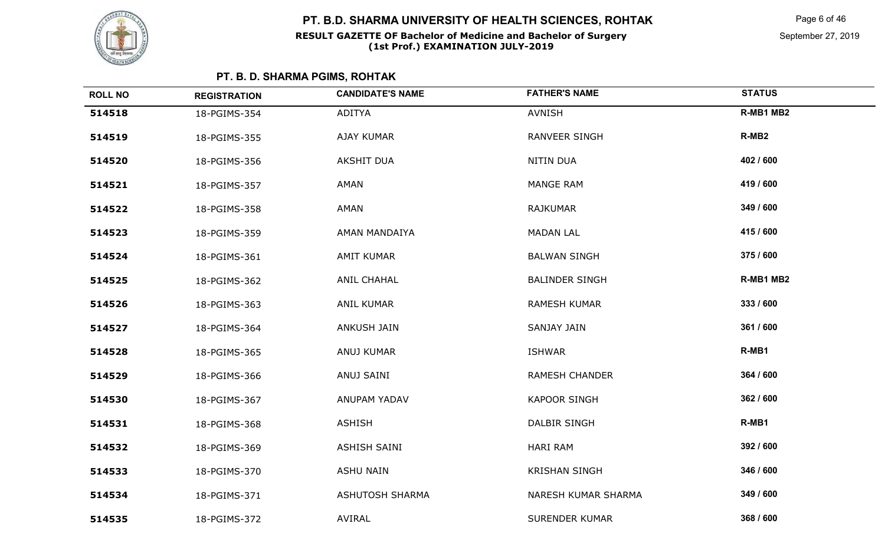# PT. B.D. SHARMA UNIVERSITY OF HEALTH SCIENCES, ROHTAK

**RESULT GAZETTE OF Bachelor of Medicine and Bachelor of Surgery (1st Prof.) EXAMINATION JULY-2019**

September 27, 2019

## PT. B. D. SHARMA PGIMS, ROHTAK

| ROLL NO | REGISTRATION | CANDIDATE'S NAME | FATHER'S NAME | STATUS |
|---|---|---|---|---|
| 514518 | 18-PGIMS-354 | ADITYA | AVNISH | R-MB1 MB2 |
| 514519 | 18-PGIMS-355 | AJAY KUMAR | RANVEER SINGH | R-MB2 |
| 514520 | 18-PGIMS-356 | AKSHIT DUA | NITIN DUA | 402 / 600 |
| 514521 | 18-PGIMS-357 | AMAN | MANGE RAM | 419 / 600 |
| 514522 | 18-PGIMS-358 | AMAN | RAJKUMAR | 349 / 600 |
| 514523 | 18-PGIMS-359 | AMAN MANDAIYA | MADAN LAL | 415 / 600 |
| 514524 | 18-PGIMS-361 | AMIT KUMAR | BALWAN SINGH | 375 / 600 |
| 514525 | 18-PGIMS-362 | ANIL CHAHAL | BALINDER SINGH | R-MB1 MB2 |
| 514526 | 18-PGIMS-363 | ANIL KUMAR | RAMESH KUMAR | 333 / 600 |
| 514527 | 18-PGIMS-364 | ANKUSH JAIN | SANJAY JAIN | 361 / 600 |
| 514528 | 18-PGIMS-365 | ANUJ KUMAR | ISHWAR | R-MB1 |
| 514529 | 18-PGIMS-366 | ANUJ SAINI | RAMESH CHANDER | 364 / 600 |
| 514530 | 18-PGIMS-367 | ANUPAM YADAV | KAPOOR SINGH | 362 / 600 |
| 514531 | 18-PGIMS-368 | ASHISH | DALBIR SINGH | R-MB1 |
| 514532 | 18-PGIMS-369 | ASHISH SAINI | HARI RAM | 392 / 600 |
| 514533 | 18-PGIMS-370 | ASHU NAIN | KRISHAN SINGH | 346 / 600 |
| 514534 | 18-PGIMS-371 | ASHUTOSH SHARMA | NARESH KUMAR SHARMA | 349 / 600 |
| 514535 | 18-PGIMS-372 | AVIRAL | SURENDER KUMAR | 368 / 600 |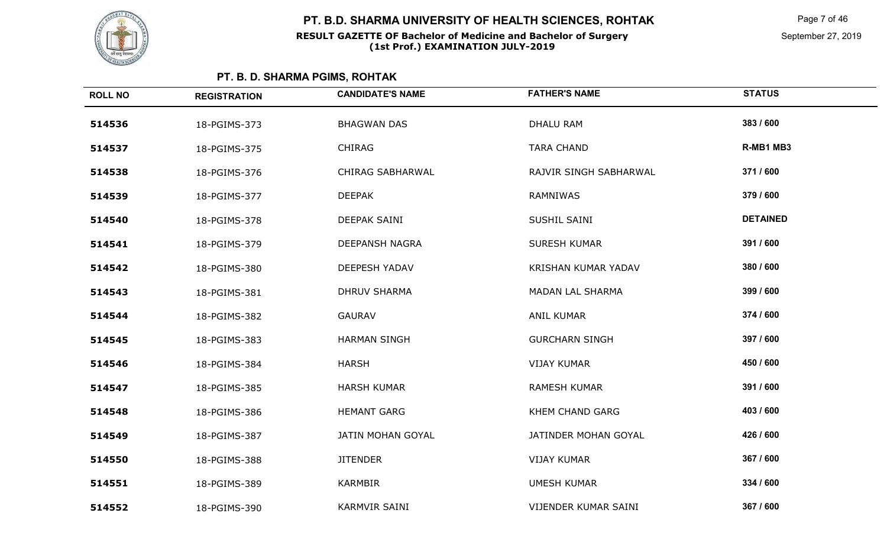# PT. B.D. SHARMA UNIVERSITY OF HEALTH SCIENCES, ROHTAK

**RESULT GAZETTE OF Bachelor of Medicine and Bachelor of Surgery (1st Prof.) EXAMINATION JULY-2019**

## PT. B. D. SHARMA PGIMS, ROHTAK

| ROLL NO | REGISTRATION | CANDIDATE'S NAME | FATHER'S NAME | STATUS |
|---|---|---|---|---|
| 514536 | 18-PGIMS-373 | BHAGWAN DAS | DHALU RAM | 383 / 600 |
| 514537 | 18-PGIMS-375 | CHIRAG | TARA CHAND | R-MB1 MB3 |
| 514538 | 18-PGIMS-376 | CHIRAG SABHARWAL | RAJVIR SINGH SABHARWAL | 371 / 600 |
| 514539 | 18-PGIMS-377 | DEEPAK | RAMNIWAS | 379 / 600 |
| 514540 | 18-PGIMS-378 | DEEPAK SAINI | SUSHIL SAINI | DETAINED |
| 514541 | 18-PGIMS-379 | DEEPANSH NAGRA | SURESH KUMAR | 391 / 600 |
| 514542 | 18-PGIMS-380 | DEEPESH YADAV | KRISHAN KUMAR YADAV | 380 / 600 |
| 514543 | 18-PGIMS-381 | DHRUV SHARMA | MADAN LAL SHARMA | 399 / 600 |
| 514544 | 18-PGIMS-382 | GAURAV | ANIL KUMAR | 374 / 600 |
| 514545 | 18-PGIMS-383 | HARMAN SINGH | GURCHARN SINGH | 397 / 600 |
| 514546 | 18-PGIMS-384 | HARSH | VIJAY KUMAR | 450 / 600 |
| 514547 | 18-PGIMS-385 | HARSH KUMAR | RAMESH KUMAR | 391 / 600 |
| 514548 | 18-PGIMS-386 | HEMANT GARG | KHEM CHAND GARG | 403 / 600 |
| 514549 | 18-PGIMS-387 | JATIN MOHAN GOYAL | JATINDER MOHAN GOYAL | 426 / 600 |
| 514550 | 18-PGIMS-388 | JITENDER | VIJAY KUMAR | 367 / 600 |
| 514551 | 18-PGIMS-389 | KARMBIR | UMESH KUMAR | 334 / 600 |
| 514552 | 18-PGIMS-390 | KARMVIR SAINI | VIJENDER KUMAR SAINI | 367 / 600 |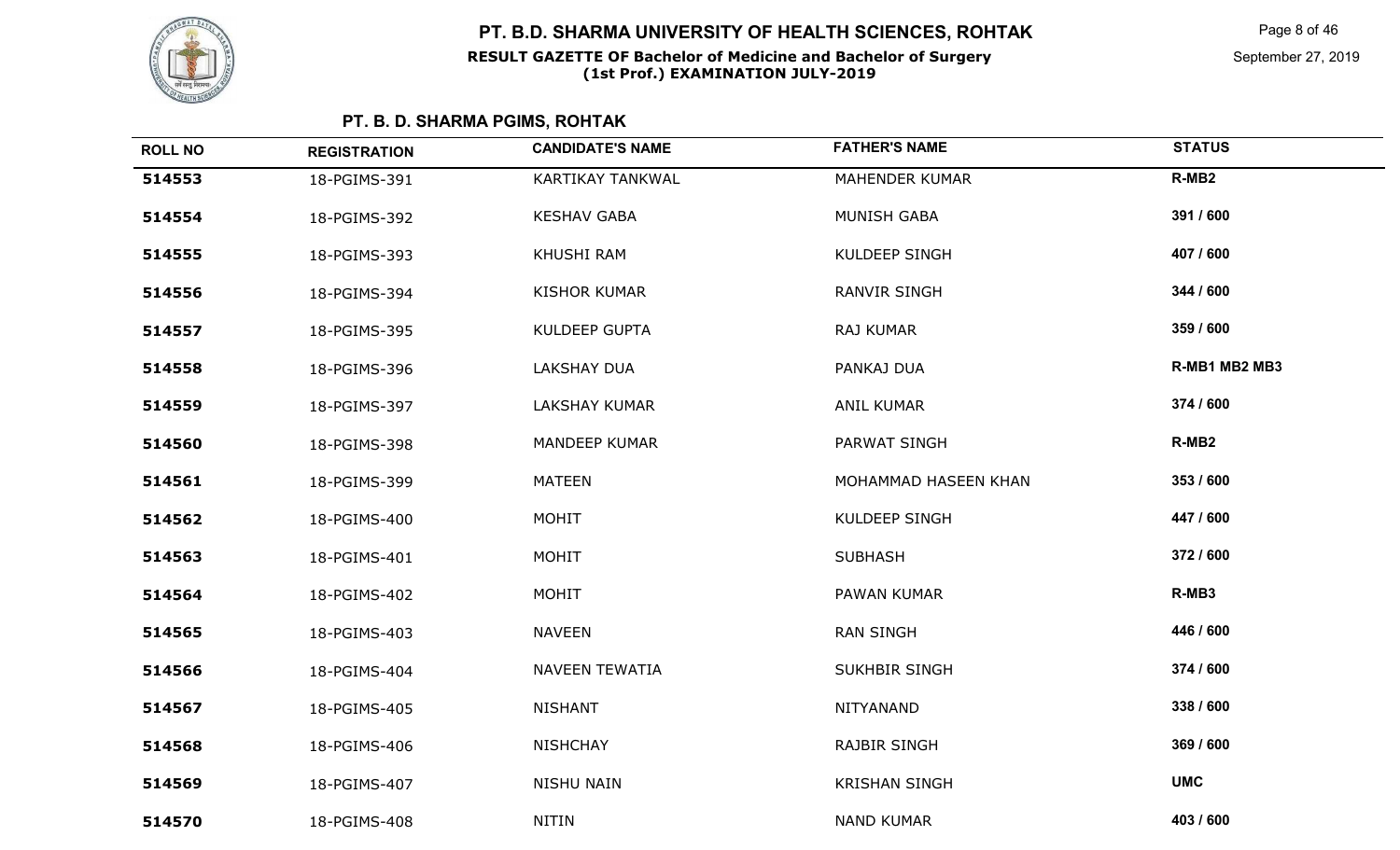# PT. B.D. SHARMA UNIVERSITY OF HEALTH SCIENCES, ROHTAK

**RESULT GAZETTE OF Bachelor of Medicine and Bachelor of Surgery (1st Prof.) EXAMINATION JULY-2019**

September 27, 2019

## PT. B. D. SHARMA PGIMS, ROHTAK

| ROLL NO | REGISTRATION | CANDIDATE'S NAME | FATHER'S NAME | STATUS |
|---|---|---|---|---|
| 514553 | 18-PGIMS-391 | KARTIKAY TANKWAL | MAHENDER KUMAR | R-MB2 |
| 514554 | 18-PGIMS-392 | KESHAV GABA | MUNISH GABA | 391 / 600 |
| 514555 | 18-PGIMS-393 | KHUSHI RAM | KULDEEP SINGH | 407 / 600 |
| 514556 | 18-PGIMS-394 | KISHOR KUMAR | RANVIR SINGH | 344 / 600 |
| 514557 | 18-PGIMS-395 | KULDEEP GUPTA | RAJ KUMAR | 359 / 600 |
| 514558 | 18-PGIMS-396 | LAKSHAY DUA | PANKAJ DUA | R-MB1 MB2 MB3 |
| 514559 | 18-PGIMS-397 | LAKSHAY KUMAR | ANIL KUMAR | 374 / 600 |
| 514560 | 18-PGIMS-398 | MANDEEP KUMAR | PARWAT SINGH | R-MB2 |
| 514561 | 18-PGIMS-399 | MATEEN | MOHAMMAD HASEEN KHAN | 353 / 600 |
| 514562 | 18-PGIMS-400 | MOHIT | KULDEEP SINGH | 447 / 600 |
| 514563 | 18-PGIMS-401 | MOHIT | SUBHASH | 372 / 600 |
| 514564 | 18-PGIMS-402 | MOHIT | PAWAN KUMAR | R-MB3 |
| 514565 | 18-PGIMS-403 | NAVEEN | RAN SINGH | 446 / 600 |
| 514566 | 18-PGIMS-404 | NAVEEN TEWATIA | SUKHBIR SINGH | 374 / 600 |
| 514567 | 18-PGIMS-405 | NISHANT | NITYANAND | 338 / 600 |
| 514568 | 18-PGIMS-406 | NISHCHAY | RAJBIR SINGH | 369 / 600 |
| 514569 | 18-PGIMS-407 | NISHU NAIN | KRISHAN SINGH | UMC |
| 514570 | 18-PGIMS-408 | NITIN | NAND KUMAR | 403 / 600 |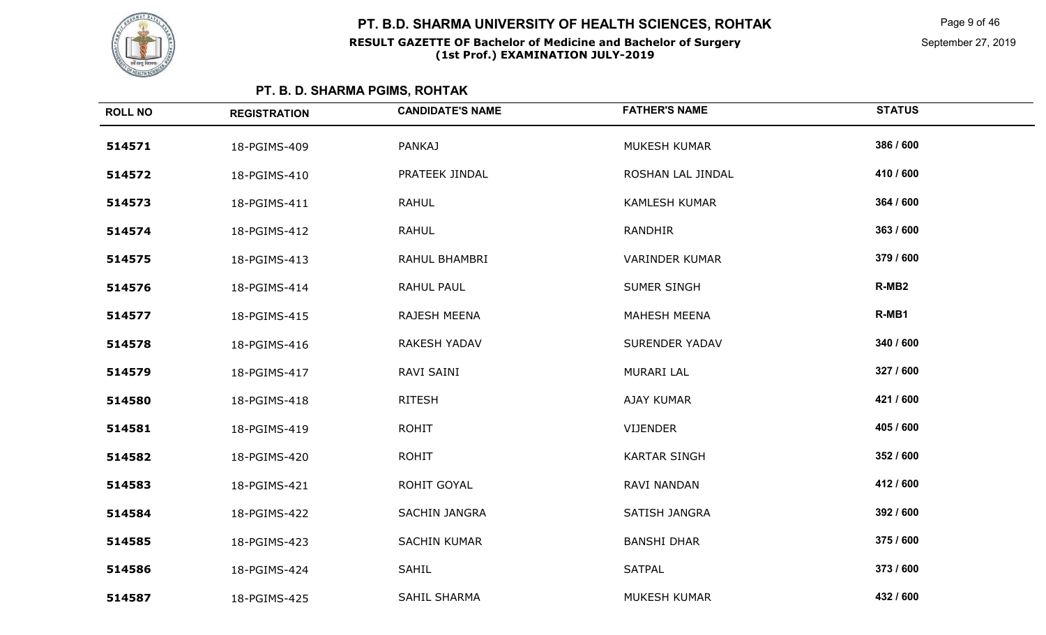## PT. B. D. SHARMA PGIMS, ROHTAK

| ROLL NO | REGISTRATION | CANDIDATE'S NAME | FATHER'S NAME | STATUS |
|---|---|---|---|---|
| 514571 | 18-PGIMS-409 | PANKAJ | MUKESH KUMAR | 386 / 600 |
| 514572 | 18-PGIMS-410 | PRATEEK JINDAL | ROSHAN LAL JINDAL | 410 / 600 |
| 514573 | 18-PGIMS-411 | RAHUL | KAMLESH KUMAR | 364 / 600 |
| 514574 | 18-PGIMS-412 | RAHUL | RANDHIR | 363 / 600 |
| 514575 | 18-PGIMS-413 | RAHUL BHAMBRI | VARINDER KUMAR | 379 / 600 |
| 514576 | 18-PGIMS-414 | RAHUL PAUL | SUMER SINGH | R-MB2 |
| 514577 | 18-PGIMS-415 | RAJESH MEENA | MAHESH MEENA | R-MB1 |
| 514578 | 18-PGIMS-416 | RAKESH YADAV | SURENDER YADAV | 340 / 600 |
| 514579 | 18-PGIMS-417 | RAVI SAINI | MURARI LAL | 327 / 600 |
| 514580 | 18-PGIMS-418 | RITESH | AJAY KUMAR | 421 / 600 |
| 514581 | 18-PGIMS-419 | ROHIT | VIJENDER | 405 / 600 |
| 514582 | 18-PGIMS-420 | ROHIT | KARTAR SINGH | 352 / 600 |
| 514583 | 18-PGIMS-421 | ROHIT GOYAL | RAVI NANDAN | 412 / 600 |
| 514584 | 18-PGIMS-422 | SACHIN JANGRA | SATISH JANGRA | 392 / 600 |
| 514585 | 18-PGIMS-423 | SACHIN KUMAR | BANSHI DHAR | 375 / 600 |
| 514586 | 18-PGIMS-424 | SAHIL | SATPAL | 373 / 600 |
| 514587 | 18-PGIMS-425 | SAHIL SHARMA | MUKESH KUMAR | 432 / 600 |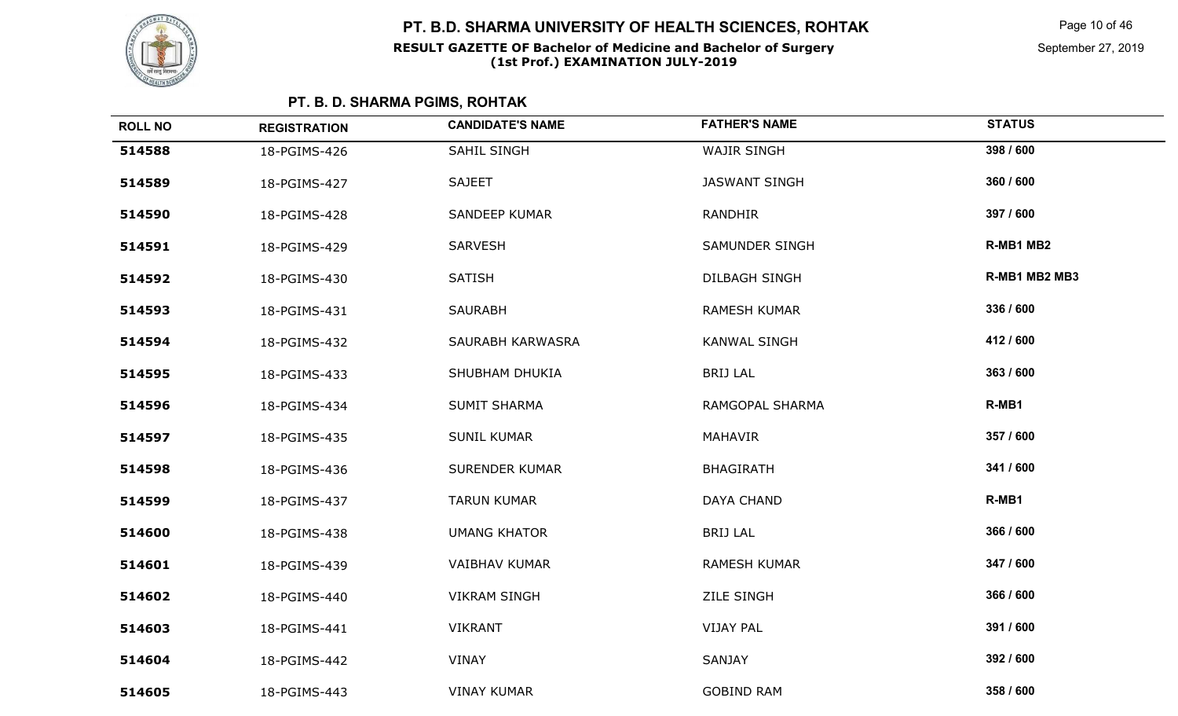# PT. B.D. SHARMA UNIVERSITY OF HEALTH SCIENCES, ROHTAK

**RESULT GAZETTE OF Bachelor of Medicine and Bachelor of Surgery (1st Prof.) EXAMINATION JULY-2019**

September 27, 2019

## PT. B. D. SHARMA PGIMS, ROHTAK

| ROLL NO | REGISTRATION | CANDIDATE'S NAME | FATHER'S NAME | STATUS |
|---|---|---|---|---|
| **514588** | 18-PGIMS-426 | SAHIL SINGH | WAJIR SINGH | **398 / 600** |
| **514589** | 18-PGIMS-427 | SAJEET | JASWANT SINGH | **360 / 600** |
| **514590** | 18-PGIMS-428 | SANDEEP KUMAR | RANDHIR | **397 / 600** |
| **514591** | 18-PGIMS-429 | SARVESH | SAMUNDER SINGH | **R-MB1 MB2** |
| **514592** | 18-PGIMS-430 | SATISH | DILBAGH SINGH | **R-MB1 MB2 MB3** |
| **514593** | 18-PGIMS-431 | SAURABH | RAMESH KUMAR | **336 / 600** |
| **514594** | 18-PGIMS-432 | SAURABH KARWASRA | KANWAL SINGH | **412 / 600** |
| **514595** | 18-PGIMS-433 | SHUBHAM DHUKIA | BRIJ LAL | **363 / 600** |
| **514596** | 18-PGIMS-434 | SUMIT SHARMA | RAMGOPAL SHARMA | **R-MB1** |
| **514597** | 18-PGIMS-435 | SUNIL KUMAR | MAHAVIR | **357 / 600** |
| **514598** | 18-PGIMS-436 | SURENDER KUMAR | BHAGIRATH | **341 / 600** |
| **514599** | 18-PGIMS-437 | TARUN KUMAR | DAYA CHAND | **R-MB1** |
| **514600** | 18-PGIMS-438 | UMANG KHATOR | BRIJ LAL | **366 / 600** |
| **514601** | 18-PGIMS-439 | VAIBHAV KUMAR | RAMESH KUMAR | **347 / 600** |
| **514602** | 18-PGIMS-440 | VIKRAM SINGH | ZILE SINGH | **366 / 600** |
| **514603** | 18-PGIMS-441 | VIKRANT | VIJAY PAL | **391 / 600** |
| **514604** | 18-PGIMS-442 | VINAY | SANJAY | **392 / 600** |
| **514605** | 18-PGIMS-443 | VINAY KUMAR | GOBIND RAM | **358 / 600** |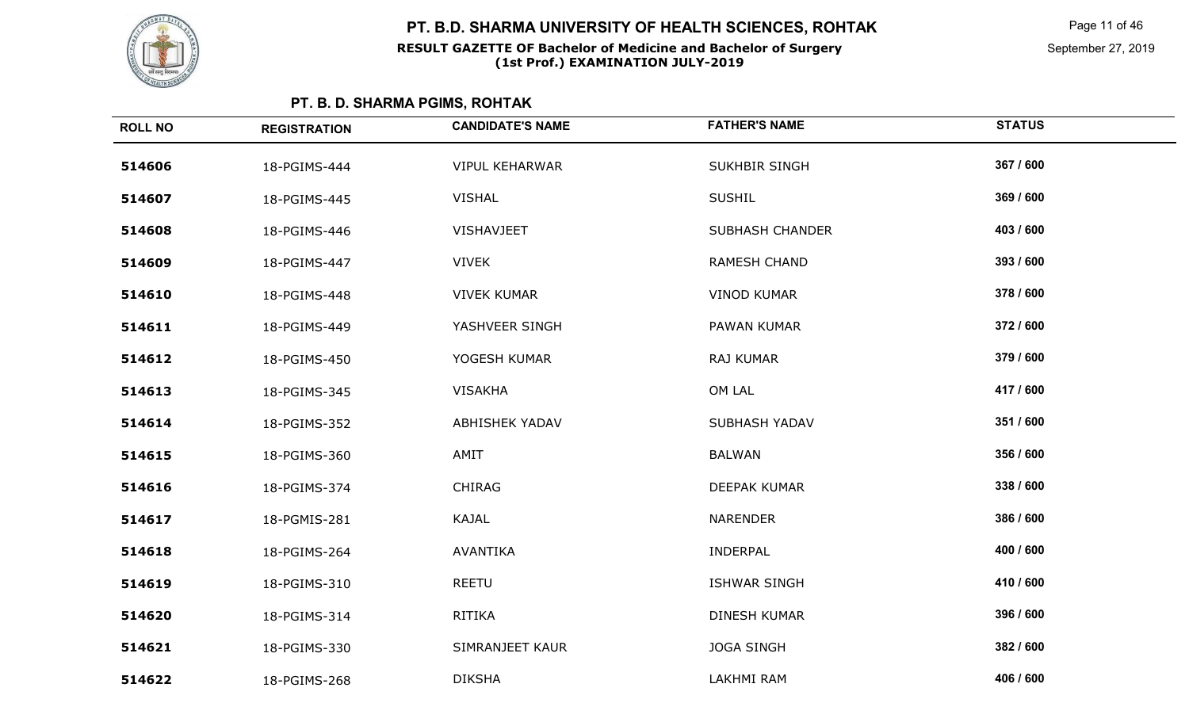# PT. B.D. SHARMA UNIVERSITY OF HEALTH SCIENCES, ROHTAK

**RESULT GAZETTE OF Bachelor of Medicine and Bachelor of Surgery (1st Prof.) EXAMINATION JULY-2019**

September 27, 2019

## PT. B. D. SHARMA PGIMS, ROHTAK

| ROLL NO | REGISTRATION | CANDIDATE'S NAME | FATHER'S NAME | STATUS |
|---|---|---|---|---|
| 514606 | 18-PGIMS-444 | VIPUL KEHARWAR | SUKHBIR SINGH | 367 / 600 |
| 514607 | 18-PGIMS-445 | VISHAL | SUSHIL | 369 / 600 |
| 514608 | 18-PGIMS-446 | VISHAVJEET | SUBHASH CHANDER | 403 / 600 |
| 514609 | 18-PGIMS-447 | VIVEK | RAMESH CHAND | 393 / 600 |
| 514610 | 18-PGIMS-448 | VIVEK KUMAR | VINOD KUMAR | 378 / 600 |
| 514611 | 18-PGIMS-449 | YASHVEER SINGH | PAWAN KUMAR | 372 / 600 |
| 514612 | 18-PGIMS-450 | YOGESH KUMAR | RAJ KUMAR | 379 / 600 |
| 514613 | 18-PGIMS-345 | VISAKHA | OM LAL | 417 / 600 |
| 514614 | 18-PGIMS-352 | ABHISHEK YADAV | SUBHASH YADAV | 351 / 600 |
| 514615 | 18-PGIMS-360 | AMIT | BALWAN | 356 / 600 |
| 514616 | 18-PGIMS-374 | CHIRAG | DEEPAK KUMAR | 338 / 600 |
| 514617 | 18-PGMIS-281 | KAJAL | NARENDER | 386 / 600 |
| 514618 | 18-PGIMS-264 | AVANTIKA | INDERPAL | 400 / 600 |
| 514619 | 18-PGIMS-310 | REETU | ISHWAR SINGH | 410 / 600 |
| 514620 | 18-PGIMS-314 | RITIKA | DINESH KUMAR | 396 / 600 |
| 514621 | 18-PGIMS-330 | SIMRANJEET KAUR | JOGA SINGH | 382 / 600 |
| 514622 | 18-PGIMS-268 | DIKSHA | LAKHMI RAM | 406 / 600 |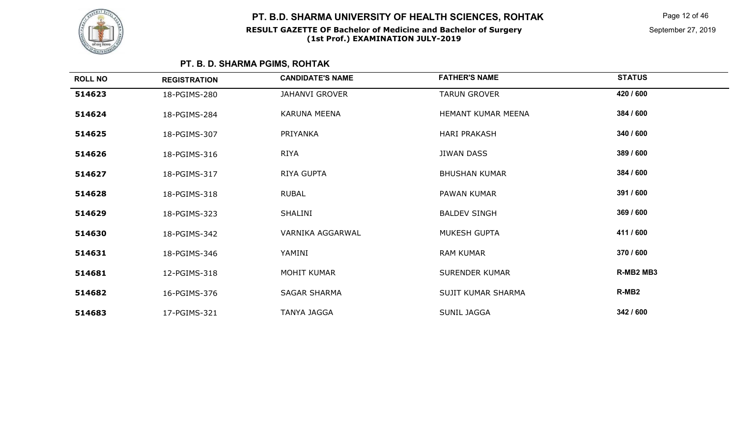# PT. B.D. SHARMA UNIVERSITY OF HEALTH SCIENCES, ROHTAK

**RESULT GAZETTE OF Bachelor of Medicine and Bachelor of Surgery (1st Prof.) EXAMINATION JULY-2019**

September 27, 2019

## PT. B. D. SHARMA PGIMS, ROHTAK

| ROLL NO | REGISTRATION | CANDIDATE'S NAME | FATHER'S NAME | STATUS |
|---|---|---|---|---|
| 514623 | 18-PGIMS-280 | JAHANVI GROVER | TARUN GROVER | 420 / 600 |
| 514624 | 18-PGIMS-284 | KARUNA MEENA | HEMANT KUMAR MEENA | 384 / 600 |
| 514625 | 18-PGIMS-307 | PRIYANKA | HARI PRAKASH | 340 / 600 |
| 514626 | 18-PGIMS-316 | RIYA | JIWAN DASS | 389 / 600 |
| 514627 | 18-PGIMS-317 | RIYA GUPTA | BHUSHAN KUMAR | 384 / 600 |
| 514628 | 18-PGIMS-318 | RUBAL | PAWAN KUMAR | 391 / 600 |
| 514629 | 18-PGIMS-323 | SHALINI | BALDEV SINGH | 369 / 600 |
| 514630 | 18-PGIMS-342 | VARNIKA AGGARWAL | MUKESH GUPTA | 411 / 600 |
| 514631 | 18-PGIMS-346 | YAMINI | RAM KUMAR | 370 / 600 |
| 514681 | 12-PGIMS-318 | MOHIT KUMAR | SURENDER KUMAR | R-MB2 MB3 |
| 514682 | 16-PGIMS-376 | SAGAR SHARMA | SUJIT KUMAR SHARMA | R-MB2 |
| 514683 | 17-PGIMS-321 | TANYA JAGGA | SUNIL JAGGA | 342 / 600 |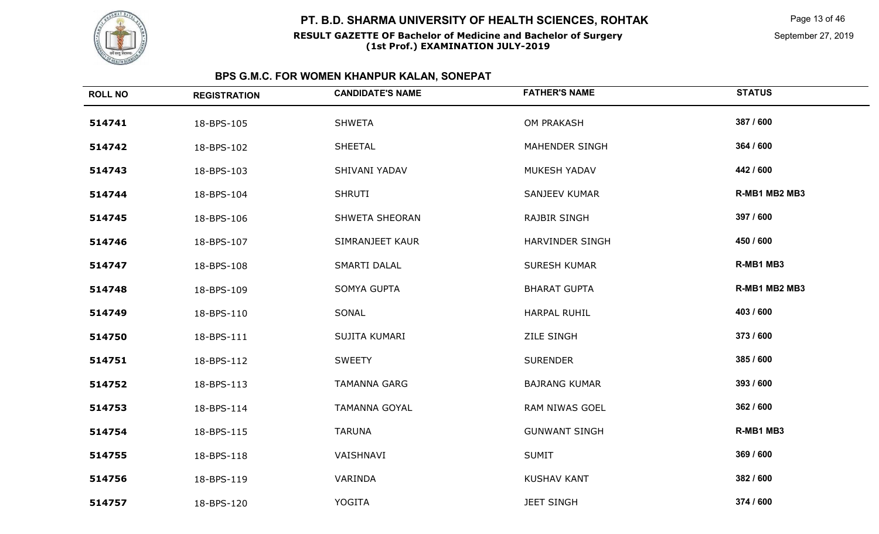# PT. B.D. SHARMA UNIVERSITY OF HEALTH SCIENCES, ROHTAK

**RESULT GAZETTE OF Bachelor of Medicine and Bachelor of Surgery (1st Prof.) EXAMINATION JULY-2019**

September 27, 2019

## BPS G.M.C. FOR WOMEN KHANPUR KALAN, SONEPAT

| ROLL NO | REGISTRATION | CANDIDATE'S NAME | FATHER'S NAME | STATUS |
|---|---|---|---|---|
| **514741** | 18-BPS-105 | SHWETA | OM PRAKASH | **387 / 600** |
| **514742** | 18-BPS-102 | SHEETAL | MAHENDER SINGH | **364 / 600** |
| **514743** | 18-BPS-103 | SHIVANI YADAV | MUKESH YADAV | **442 / 600** |
| **514744** | 18-BPS-104 | SHRUTI | SANJEEV KUMAR | **R-MB1 MB2 MB3** |
| **514745** | 18-BPS-106 | SHWETA SHEORAN | RAJBIR SINGH | **397 / 600** |
| **514746** | 18-BPS-107 | SIMRANJEET KAUR | HARVINDER SINGH | **450 / 600** |
| **514747** | 18-BPS-108 | SMARTI DALAL | SURESH KUMAR | **R-MB1 MB3** |
| **514748** | 18-BPS-109 | SOMYA GUPTA | BHARAT GUPTA | **R-MB1 MB2 MB3** |
| **514749** | 18-BPS-110 | SONAL | HARPAL RUHIL | **403 / 600** |
| **514750** | 18-BPS-111 | SUJITA KUMARI | ZILE SINGH | **373 / 600** |
| **514751** | 18-BPS-112 | SWEETY | SURENDER | **385 / 600** |
| **514752** | 18-BPS-113 | TAMANNA GARG | BAJRANG KUMAR | **393 / 600** |
| **514753** | 18-BPS-114 | TAMANNA GOYAL | RAM NIWAS GOEL | **362 / 600** |
| **514754** | 18-BPS-115 | TARUNA | GUNWANT SINGH | **R-MB1 MB3** |
| **514755** | 18-BPS-118 | VAISHNAVI | SUMIT | **369 / 600** |
| **514756** | 18-BPS-119 | VARINDA | KUSHAV KANT | **382 / 600** |
| **514757** | 18-BPS-120 | YOGITA | JEET SINGH | **374 / 600** |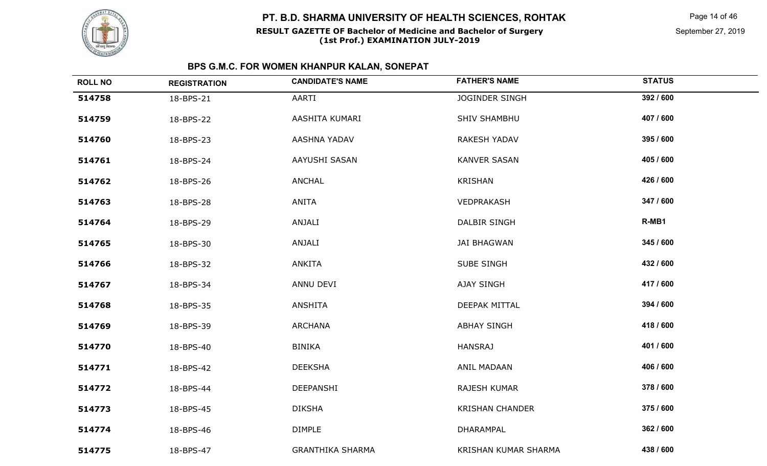# PT. B.D. SHARMA UNIVERSITY OF HEALTH SCIENCES, ROHTAK

**RESULT GAZETTE OF Bachelor of Medicine and Bachelor of Surgery (1st Prof.) EXAMINATION JULY-2019**

September 27, 2019

## BPS G.M.C. FOR WOMEN KHANPUR KALAN, SONEPAT

| ROLL NO | REGISTRATION | CANDIDATE'S NAME | FATHER'S NAME | STATUS |
|---|---|---|---|---|
| 514758 | 18-BPS-21 | AARTI | JOGINDER SINGH | 392 / 600 |
| 514759 | 18-BPS-22 | AASHITA KUMARI | SHIV SHAMBHU | 407 / 600 |
| 514760 | 18-BPS-23 | AASHNA YADAV | RAKESH YADAV | 395 / 600 |
| 514761 | 18-BPS-24 | AAYUSHI SASAN | KANVER SASAN | 405 / 600 |
| 514762 | 18-BPS-26 | ANCHAL | KRISHAN | 426 / 600 |
| 514763 | 18-BPS-28 | ANITA | VEDPRAKASH | 347 / 600 |
| 514764 | 18-BPS-29 | ANJALI | DALBIR SINGH | R-MB1 |
| 514765 | 18-BPS-30 | ANJALI | JAI BHAGWAN | 345 / 600 |
| 514766 | 18-BPS-32 | ANKITA | SUBE SINGH | 432 / 600 |
| 514767 | 18-BPS-34 | ANNU DEVI | AJAY SINGH | 417 / 600 |
| 514768 | 18-BPS-35 | ANSHITA | DEEPAK MITTAL | 394 / 600 |
| 514769 | 18-BPS-39 | ARCHANA | ABHAY SINGH | 418 / 600 |
| 514770 | 18-BPS-40 | BINIKA | HANSRAJ | 401 / 600 |
| 514771 | 18-BPS-42 | DEEKSHA | ANIL MADAAN | 406 / 600 |
| 514772 | 18-BPS-44 | DEEPANSHI | RAJESH KUMAR | 378 / 600 |
| 514773 | 18-BPS-45 | DIKSHA | KRISHAN CHANDER | 375 / 600 |
| 514774 | 18-BPS-46 | DIMPLE | DHARAMPAL | 362 / 600 |
| 514775 | 18-BPS-47 | GRANTHIKA SHARMA | KRISHAN KUMAR SHARMA | 438 / 600 |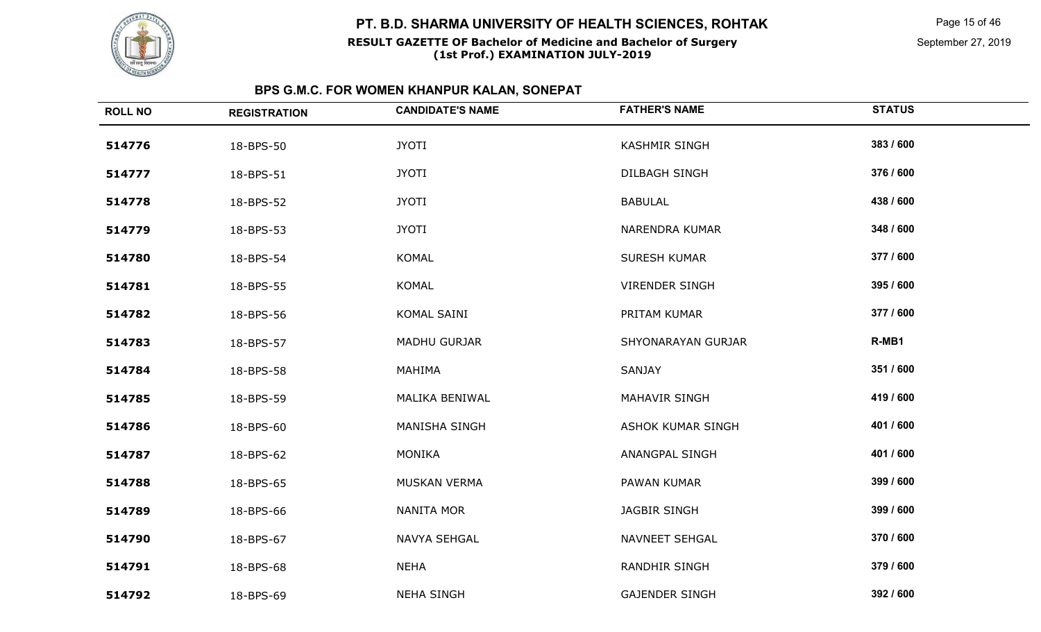# PT. B.D. SHARMA UNIVERSITY OF HEALTH SCIENCES, ROHTAK

**RESULT GAZETTE OF Bachelor of Medicine and Bachelor of Surgery (1st Prof.) EXAMINATION JULY-2019**

September 27, 2019

## BPS G.M.C. FOR WOMEN KHANPUR KALAN, SONEPAT

| ROLL NO | REGISTRATION | CANDIDATE'S NAME | FATHER'S NAME | STATUS |
|---|---|---|---|---|
| 514776 | 18-BPS-50 | JYOTI | KASHMIR SINGH | 383 / 600 |
| 514777 | 18-BPS-51 | JYOTI | DILBAGH SINGH | 376 / 600 |
| 514778 | 18-BPS-52 | JYOTI | BABULAL | 438 / 600 |
| 514779 | 18-BPS-53 | JYOTI | NARENDRA KUMAR | 348 / 600 |
| 514780 | 18-BPS-54 | KOMAL | SURESH KUMAR | 377 / 600 |
| 514781 | 18-BPS-55 | KOMAL | VIRENDER SINGH | 395 / 600 |
| 514782 | 18-BPS-56 | KOMAL SAINI | PRITAM KUMAR | 377 / 600 |
| 514783 | 18-BPS-57 | MADHU GURJAR | SHYONARAYAN GURJAR | R-MB1 |
| 514784 | 18-BPS-58 | MAHIMA | SANJAY | 351 / 600 |
| 514785 | 18-BPS-59 | MALIKA BENIWAL | MAHAVIR SINGH | 419 / 600 |
| 514786 | 18-BPS-60 | MANISHA SINGH | ASHOK KUMAR SINGH | 401 / 600 |
| 514787 | 18-BPS-62 | MONIKA | ANANGPAL SINGH | 401 / 600 |
| 514788 | 18-BPS-65 | MUSKAN VERMA | PAWAN KUMAR | 399 / 600 |
| 514789 | 18-BPS-66 | NANITA MOR | JAGBIR SINGH | 399 / 600 |
| 514790 | 18-BPS-67 | NAVYA SEHGAL | NAVNEET SEHGAL | 370 / 600 |
| 514791 | 18-BPS-68 | NEHA | RANDHIR SINGH | 379 / 600 |
| 514792 | 18-BPS-69 | NEHA SINGH | GAJENDER SINGH | 392 / 600 |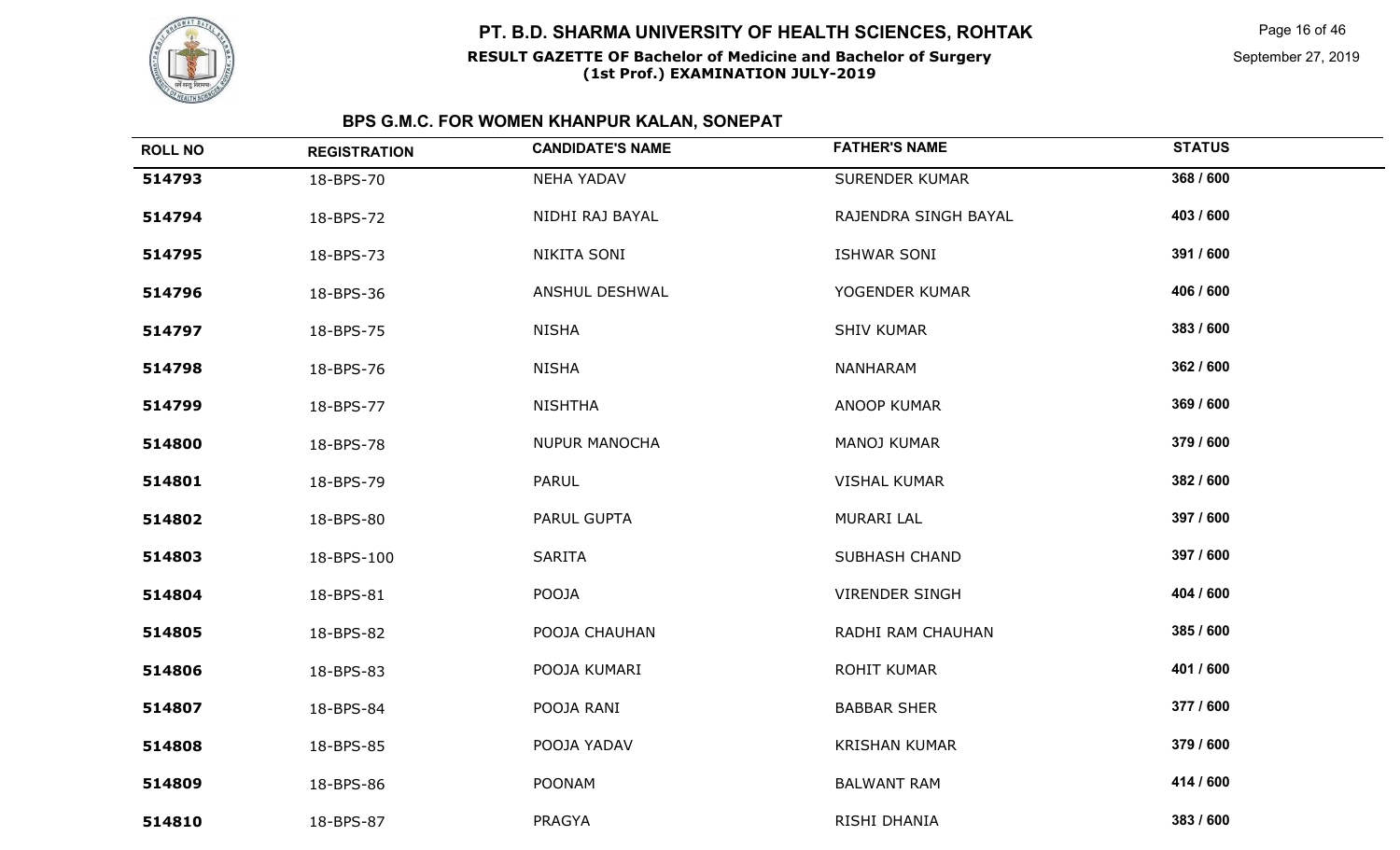# PT. B.D. SHARMA UNIVERSITY OF HEALTH SCIENCES, ROHTAK

**RESULT GAZETTE OF Bachelor of Medicine and Bachelor of Surgery (1st Prof.) EXAMINATION JULY-2019**

September 27, 2019

## BPS G.M.C. FOR WOMEN KHANPUR KALAN, SONEPAT

| ROLL NO | REGISTRATION | CANDIDATE'S NAME | FATHER'S NAME | STATUS |
|---|---|---|---|---|
| 514793 | 18-BPS-70 | NEHA YADAV | SURENDER KUMAR | 368 / 600 |
| 514794 | 18-BPS-72 | NIDHI RAJ BAYAL | RAJENDRA SINGH BAYAL | 403 / 600 |
| 514795 | 18-BPS-73 | NIKITA SONI | ISHWAR SONI | 391 / 600 |
| 514796 | 18-BPS-36 | ANSHUL DESHWAL | YOGENDER KUMAR | 406 / 600 |
| 514797 | 18-BPS-75 | NISHA | SHIV KUMAR | 383 / 600 |
| 514798 | 18-BPS-76 | NISHA | NANHARAM | 362 / 600 |
| 514799 | 18-BPS-77 | NISHTHA | ANOOP KUMAR | 369 / 600 |
| 514800 | 18-BPS-78 | NUPUR MANOCHA | MANOJ KUMAR | 379 / 600 |
| 514801 | 18-BPS-79 | PARUL | VISHAL KUMAR | 382 / 600 |
| 514802 | 18-BPS-80 | PARUL GUPTA | MURARI LAL | 397 / 600 |
| 514803 | 18-BPS-100 | SARITA | SUBHASH CHAND | 397 / 600 |
| 514804 | 18-BPS-81 | POOJA | VIRENDER SINGH | 404 / 600 |
| 514805 | 18-BPS-82 | POOJA CHAUHAN | RADHI RAM CHAUHAN | 385 / 600 |
| 514806 | 18-BPS-83 | POOJA KUMARI | ROHIT KUMAR | 401 / 600 |
| 514807 | 18-BPS-84 | POOJA RANI | BABBAR SHER | 377 / 600 |
| 514808 | 18-BPS-85 | POOJA YADAV | KRISHAN KUMAR | 379 / 600 |
| 514809 | 18-BPS-86 | POONAM | BALWANT RAM | 414 / 600 |
| 514810 | 18-BPS-87 | PRAGYA | RISHI DHANIA | 383 / 600 |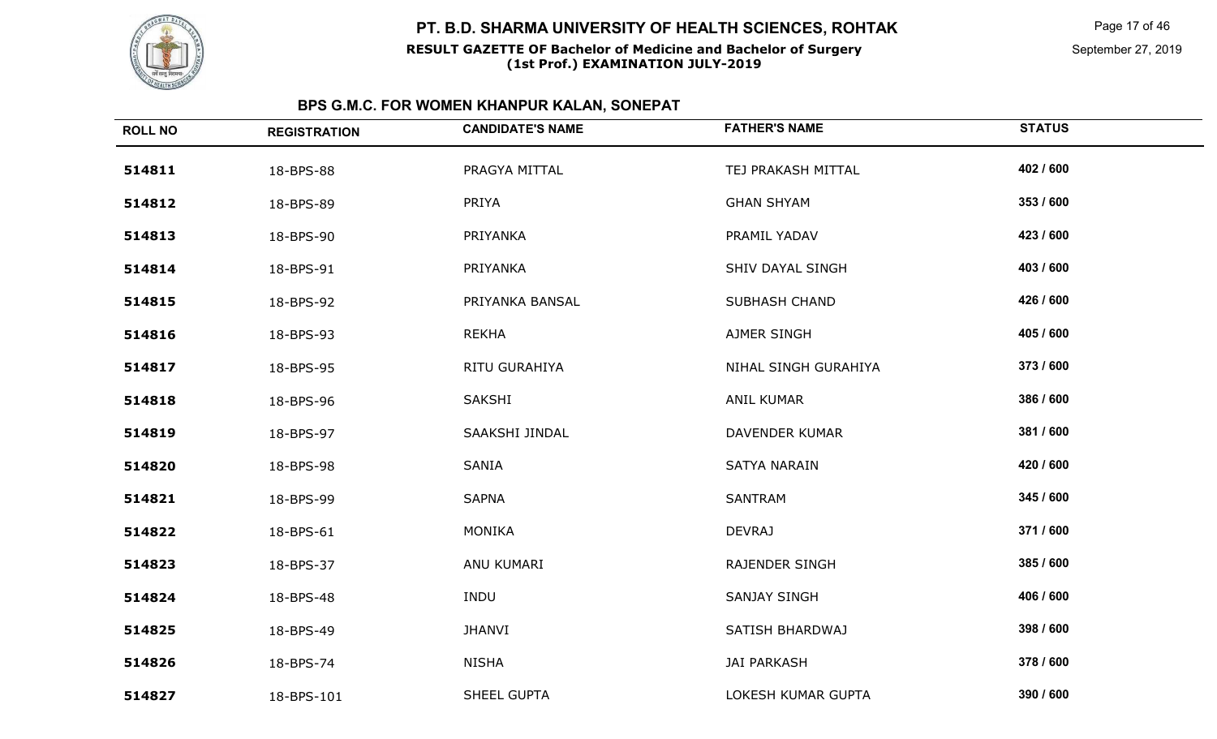# PT. B.D. SHARMA UNIVERSITY OF HEALTH SCIENCES, ROHTAK

**RESULT GAZETTE OF Bachelor of Medicine and Bachelor of Surgery (1st Prof.) EXAMINATION JULY-2019**

September 27, 2019

## BPS G.M.C. FOR WOMEN KHANPUR KALAN, SONEPAT

| ROLL NO | REGISTRATION | CANDIDATE'S NAME | FATHER'S NAME | STATUS |
|---|---|---|---|---|
| **514811** | 18-BPS-88 | PRAGYA MITTAL | TEJ PRAKASH MITTAL | **402 / 600** |
| **514812** | 18-BPS-89 | PRIYA | GHAN SHYAM | **353 / 600** |
| **514813** | 18-BPS-90 | PRIYANKA | PRAMIL YADAV | **423 / 600** |
| **514814** | 18-BPS-91 | PRIYANKA | SHIV DAYAL SINGH | **403 / 600** |
| **514815** | 18-BPS-92 | PRIYANKA BANSAL | SUBHASH CHAND | **426 / 600** |
| **514816** | 18-BPS-93 | REKHA | AJMER SINGH | **405 / 600** |
| **514817** | 18-BPS-95 | RITU GURAHIYA | NIHAL SINGH GURAHIYA | **373 / 600** |
| **514818** | 18-BPS-96 | SAKSHI | ANIL KUMAR | **386 / 600** |
| **514819** | 18-BPS-97 | SAAKSHI JINDAL | DAVENDER KUMAR | **381 / 600** |
| **514820** | 18-BPS-98 | SANIA | SATYA NARAIN | **420 / 600** |
| **514821** | 18-BPS-99 | SAPNA | SANTRAM | **345 / 600** |
| **514822** | 18-BPS-61 | MONIKA | DEVRAJ | **371 / 600** |
| **514823** | 18-BPS-37 | ANU KUMARI | RAJENDER SINGH | **385 / 600** |
| **514824** | 18-BPS-48 | INDU | SANJAY SINGH | **406 / 600** |
| **514825** | 18-BPS-49 | JHANVI | SATISH BHARDWAJ | **398 / 600** |
| **514826** | 18-BPS-74 | NISHA | JAI PARKASH | **378 / 600** |
| **514827** | 18-BPS-101 | SHEEL GUPTA | LOKESH KUMAR GUPTA | **390 / 600** |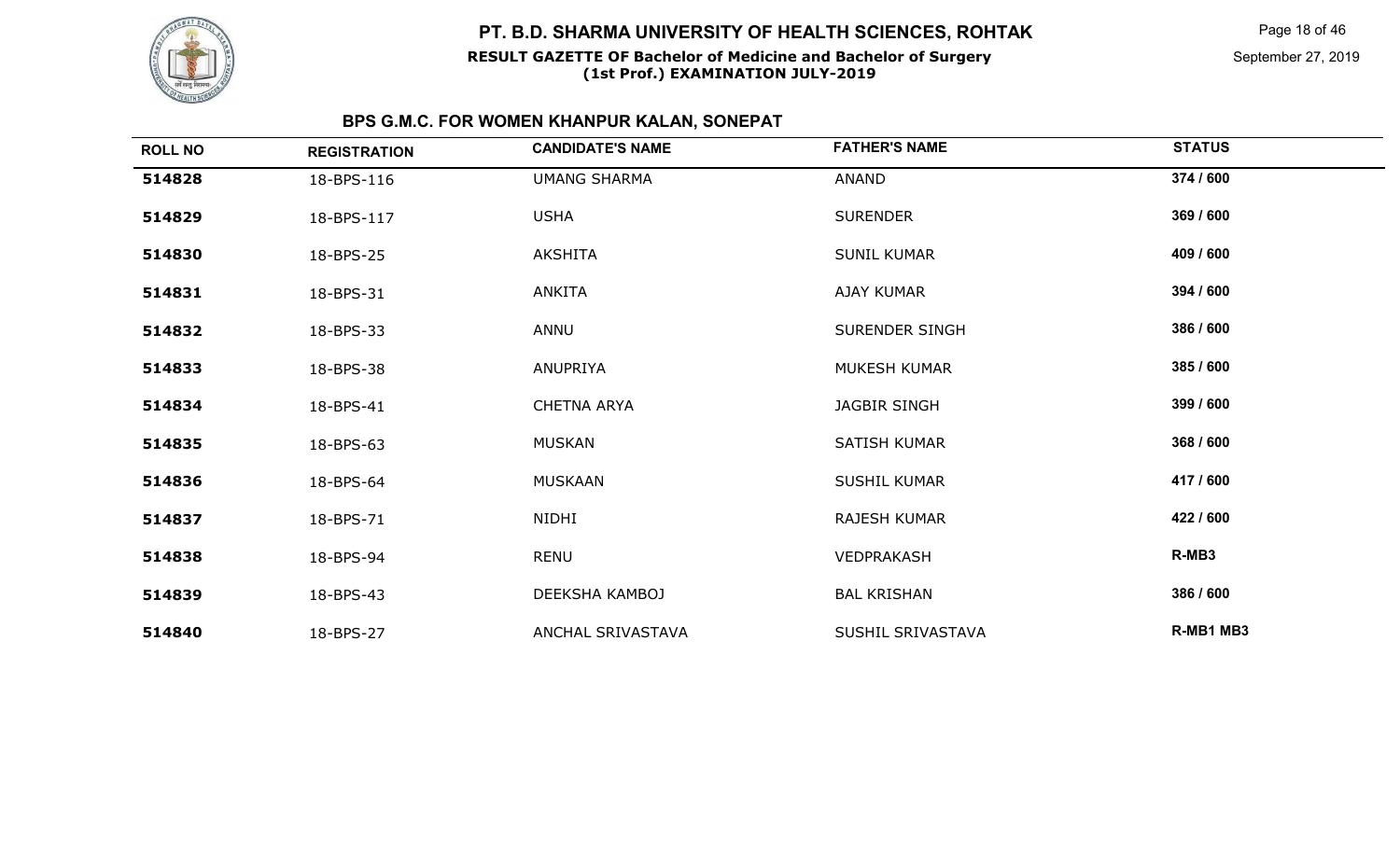# PT. B.D. SHARMA UNIVERSITY OF HEALTH SCIENCES, ROHTAK

**RESULT GAZETTE OF Bachelor of Medicine and Bachelor of Surgery (1st Prof.) EXAMINATION JULY-2019**

September 27, 2019

## BPS G.M.C. FOR WOMEN KHANPUR KALAN, SONEPAT

| ROLL NO | REGISTRATION | CANDIDATE'S NAME | FATHER'S NAME | STATUS |
|---|---|---|---|---|
| 514828 | 18-BPS-116 | UMANG SHARMA | ANAND | 374 / 600 |
| 514829 | 18-BPS-117 | USHA | SURENDER | 369 / 600 |
| 514830 | 18-BPS-25 | AKSHITA | SUNIL KUMAR | 409 / 600 |
| 514831 | 18-BPS-31 | ANKITA | AJAY KUMAR | 394 / 600 |
| 514832 | 18-BPS-33 | ANNU | SURENDER SINGH | 386 / 600 |
| 514833 | 18-BPS-38 | ANUPRIYA | MUKESH KUMAR | 385 / 600 |
| 514834 | 18-BPS-41 | CHETNA ARYA | JAGBIR SINGH | 399 / 600 |
| 514835 | 18-BPS-63 | MUSKAN | SATISH KUMAR | 368 / 600 |
| 514836 | 18-BPS-64 | MUSKAAN | SUSHIL KUMAR | 417 / 600 |
| 514837 | 18-BPS-71 | NIDHI | RAJESH KUMAR | 422 / 600 |
| 514838 | 18-BPS-94 | RENU | VEDPRAKASH | R-MB3 |
| 514839 | 18-BPS-43 | DEEKSHA KAMBOJ | BAL KRISHAN | 386 / 600 |
| 514840 | 18-BPS-27 | ANCHAL SRIVASTAVA | SUSHIL SRIVASTAVA | R-MB1 MB3 |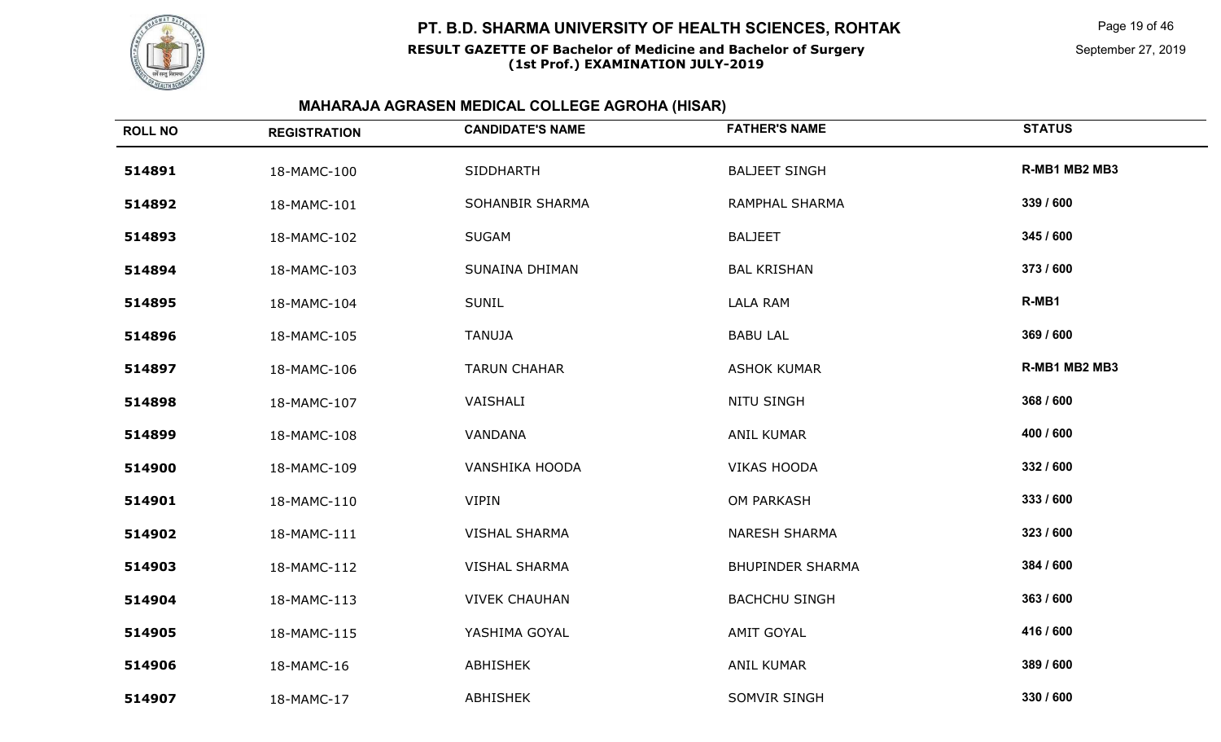# PT. B.D. SHARMA UNIVERSITY OF HEALTH SCIENCES, ROHTAK

**RESULT GAZETTE OF Bachelor of Medicine and Bachelor of Surgery (1st Prof.) EXAMINATION JULY-2019**

September 27, 2019

## MAHARAJA AGRASEN MEDICAL COLLEGE AGROHA (HISAR)

| ROLL NO | REGISTRATION | CANDIDATE'S NAME | FATHER'S NAME | STATUS |
| --- | --- | --- | --- | --- |
| 514891 | 18-MAMC-100 | SIDDHARTH | BALJEET SINGH | R-MB1 MB2 MB3 |
| 514892 | 18-MAMC-101 | SOHANBIR SHARMA | RAMPHAL SHARMA | 339 / 600 |
| 514893 | 18-MAMC-102 | SUGAM | BALJEET | 345 / 600 |
| 514894 | 18-MAMC-103 | SUNAINA DHIMAN | BAL KRISHAN | 373 / 600 |
| 514895 | 18-MAMC-104 | SUNIL | LALA RAM | R-MB1 |
| 514896 | 18-MAMC-105 | TANUJA | BABU LAL | 369 / 600 |
| 514897 | 18-MAMC-106 | TARUN CHAHAR | ASHOK KUMAR | R-MB1 MB2 MB3 |
| 514898 | 18-MAMC-107 | VAISHALI | NITU SINGH | 368 / 600 |
| 514899 | 18-MAMC-108 | VANDANA | ANIL KUMAR | 400 / 600 |
| 514900 | 18-MAMC-109 | VANSHIKA HOODA | VIKAS HOODA | 332 / 600 |
| 514901 | 18-MAMC-110 | VIPIN | OM PARKASH | 333 / 600 |
| 514902 | 18-MAMC-111 | VISHAL SHARMA | NARESH SHARMA | 323 / 600 |
| 514903 | 18-MAMC-112 | VISHAL SHARMA | BHUPINDER SHARMA | 384 / 600 |
| 514904 | 18-MAMC-113 | VIVEK CHAUHAN | BACHCHU SINGH | 363 / 600 |
| 514905 | 18-MAMC-115 | YASHIMA GOYAL | AMIT GOYAL | 416 / 600 |
| 514906 | 18-MAMC-16 | ABHISHEK | ANIL KUMAR | 389 / 600 |
| 514907 | 18-MAMC-17 | ABHISHEK | SOMVIR SINGH | 330 / 600 |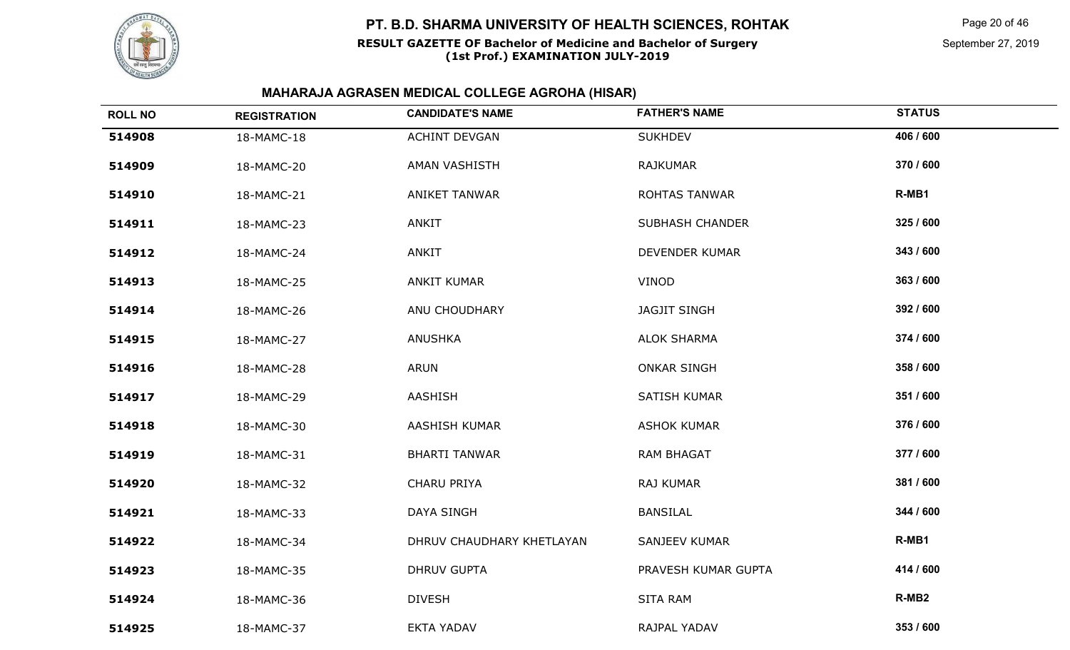# PT. B.D. SHARMA UNIVERSITY OF HEALTH SCIENCES, ROHTAK

**RESULT GAZETTE OF Bachelor of Medicine and Bachelor of Surgery (1st Prof.) EXAMINATION JULY-2019**

September 27, 2019

## MAHARAJA AGRASEN MEDICAL COLLEGE AGROHA (HISAR)

| ROLL NO | REGISTRATION | CANDIDATE'S NAME | FATHER'S NAME | STATUS |
|---|---|---|---|---|
| 514908 | 18-MAMC-18 | ACHINT DEVGAN | SUKHDEV | 406 / 600 |
| 514909 | 18-MAMC-20 | AMAN VASHISTH | RAJKUMAR | 370 / 600 |
| 514910 | 18-MAMC-21 | ANIKET TANWAR | ROHTAS TANWAR | R-MB1 |
| 514911 | 18-MAMC-23 | ANKIT | SUBHASH CHANDER | 325 / 600 |
| 514912 | 18-MAMC-24 | ANKIT | DEVENDER KUMAR | 343 / 600 |
| 514913 | 18-MAMC-25 | ANKIT KUMAR | VINOD | 363 / 600 |
| 514914 | 18-MAMC-26 | ANU CHOUDHARY | JAGJIT SINGH | 392 / 600 |
| 514915 | 18-MAMC-27 | ANUSHKA | ALOK SHARMA | 374 / 600 |
| 514916 | 18-MAMC-28 | ARUN | ONKAR SINGH | 358 / 600 |
| 514917 | 18-MAMC-29 | AASHISH | SATISH KUMAR | 351 / 600 |
| 514918 | 18-MAMC-30 | AASHISH KUMAR | ASHOK KUMAR | 376 / 600 |
| 514919 | 18-MAMC-31 | BHARTI TANWAR | RAM BHAGAT | 377 / 600 |
| 514920 | 18-MAMC-32 | CHARU PRIYA | RAJ KUMAR | 381 / 600 |
| 514921 | 18-MAMC-33 | DAYA SINGH | BANSILAL | 344 / 600 |
| 514922 | 18-MAMC-34 | DHRUV CHAUDHARY KHETLAYAN | SANJEEV KUMAR | R-MB1 |
| 514923 | 18-MAMC-35 | DHRUV GUPTA | PRAVESH KUMAR GUPTA | 414 / 600 |
| 514924 | 18-MAMC-36 | DIVESH | SITA RAM | R-MB2 |
| 514925 | 18-MAMC-37 | EKTA YADAV | RAJPAL YADAV | 353 / 600 |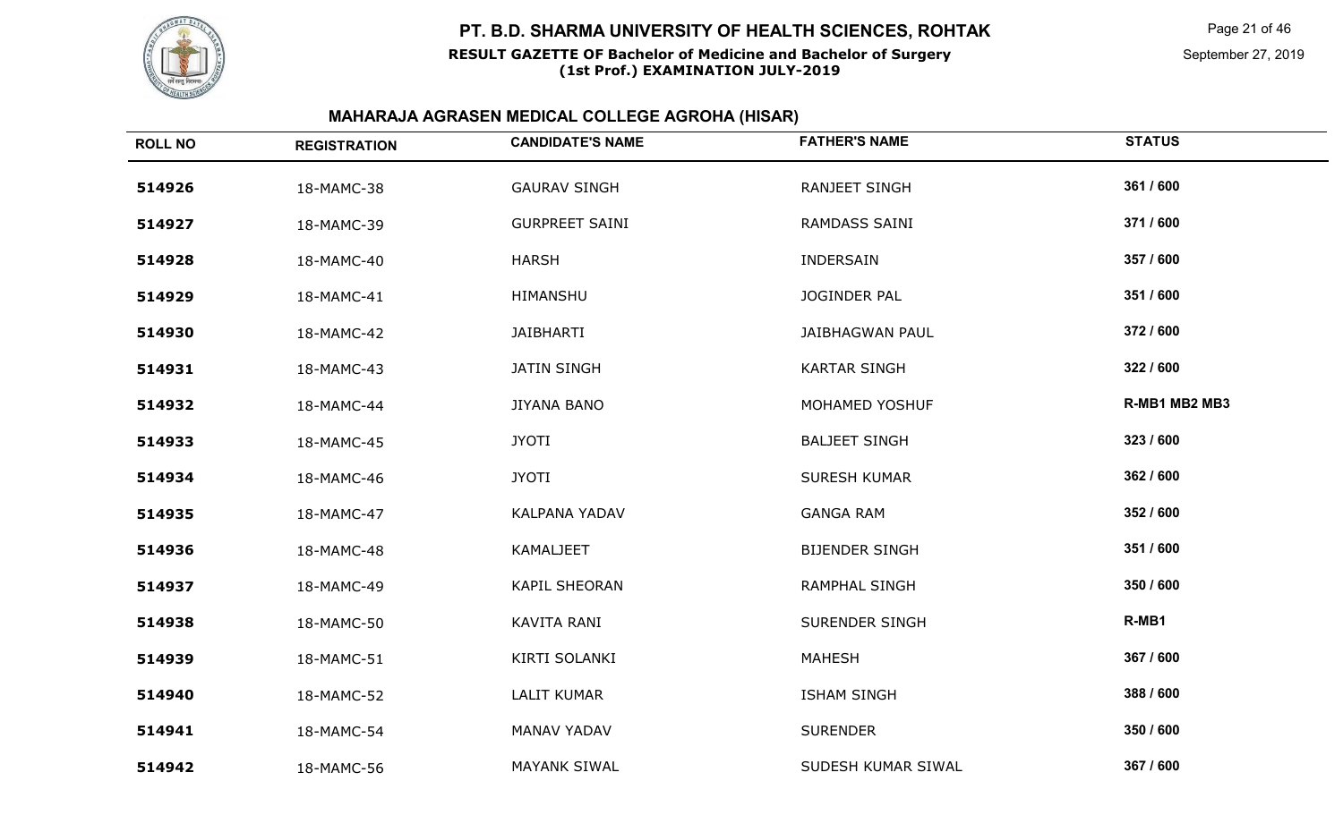# PT. B.D. SHARMA UNIVERSITY OF HEALTH SCIENCES, ROHTAK

**RESULT GAZETTE OF Bachelor of Medicine and Bachelor of Surgery (1st Prof.) EXAMINATION JULY-2019**

September 27, 2019

## MAHARAJA AGRASEN MEDICAL COLLEGE AGROHA (HISAR)

| ROLL NO | REGISTRATION | CANDIDATE'S NAME | FATHER'S NAME | STATUS |
|---|---|---|---|---|
| 514926 | 18-MAMC-38 | GAURAV SINGH | RANJEET SINGH | 361 / 600 |
| 514927 | 18-MAMC-39 | GURPREET SAINI | RAMDASS SAINI | 371 / 600 |
| 514928 | 18-MAMC-40 | HARSH | INDERSAIN | 357 / 600 |
| 514929 | 18-MAMC-41 | HIMANSHU | JOGINDER PAL | 351 / 600 |
| 514930 | 18-MAMC-42 | JAIBHARTI | JAIBHAGWAN PAUL | 372 / 600 |
| 514931 | 18-MAMC-43 | JATIN SINGH | KARTAR SINGH | 322 / 600 |
| 514932 | 18-MAMC-44 | JIYANA BANO | MOHAMED YOSHUF | R-MB1 MB2 MB3 |
| 514933 | 18-MAMC-45 | JYOTI | BALJEET SINGH | 323 / 600 |
| 514934 | 18-MAMC-46 | JYOTI | SURESH KUMAR | 362 / 600 |
| 514935 | 18-MAMC-47 | KALPANA YADAV | GANGA RAM | 352 / 600 |
| 514936 | 18-MAMC-48 | KAMALJEET | BIJENDER SINGH | 351 / 600 |
| 514937 | 18-MAMC-49 | KAPIL SHEORAN | RAMPHAL SINGH | 350 / 600 |
| 514938 | 18-MAMC-50 | KAVITA RANI | SURENDER SINGH | R-MB1 |
| 514939 | 18-MAMC-51 | KIRTI SOLANKI | MAHESH | 367 / 600 |
| 514940 | 18-MAMC-52 | LALIT KUMAR | ISHAM SINGH | 388 / 600 |
| 514941 | 18-MAMC-54 | MANAV YADAV | SURENDER | 350 / 600 |
| 514942 | 18-MAMC-56 | MAYANK SIWAL | SUDESH KUMAR SIWAL | 367 / 600 |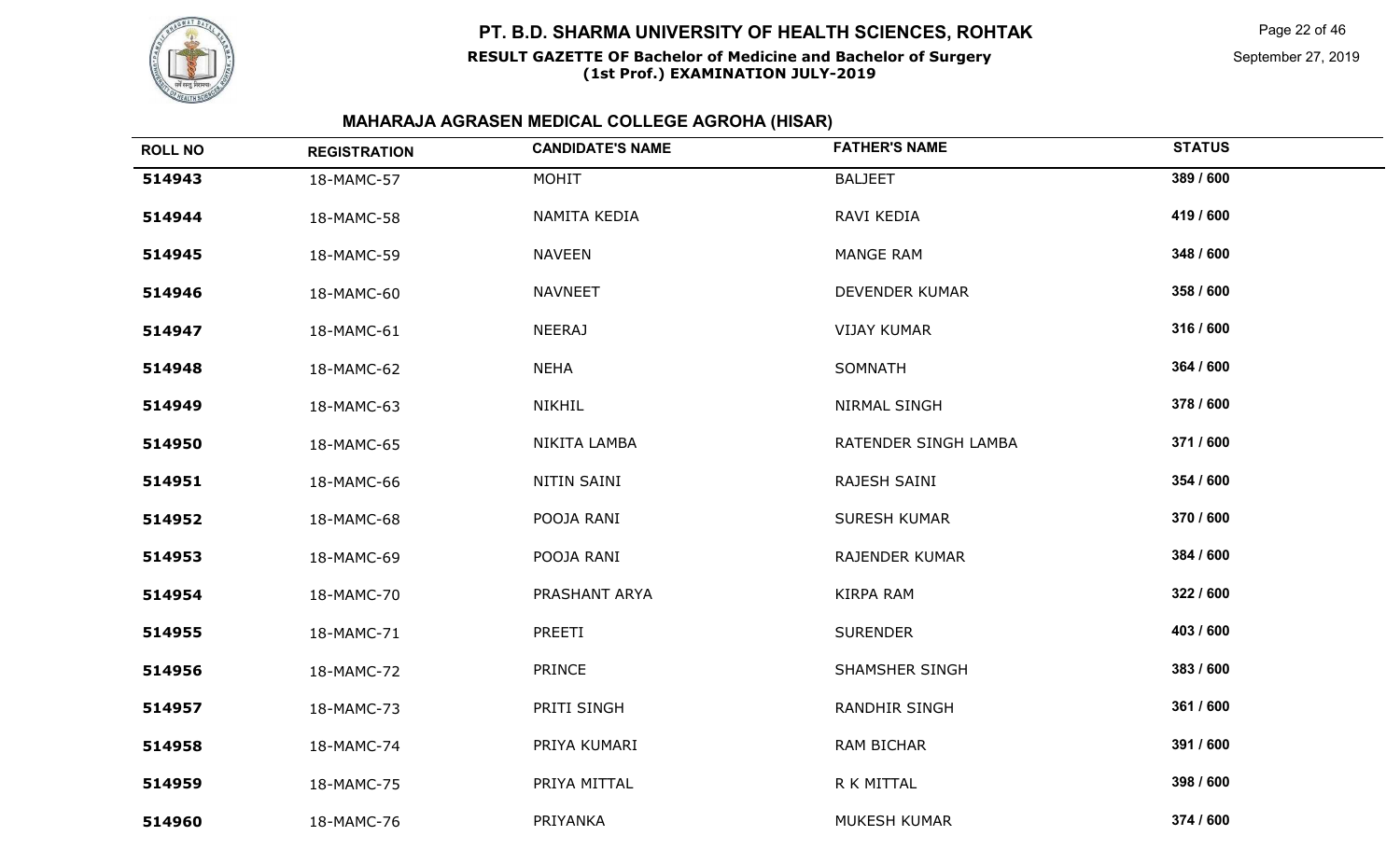# PT. B.D. SHARMA UNIVERSITY OF HEALTH SCIENCES, ROHTAK

**RESULT GAZETTE OF Bachelor of Medicine and Bachelor of Surgery (1st Prof.) EXAMINATION JULY-2019**

September 27, 2019

## MAHARAJA AGRASEN MEDICAL COLLEGE AGROHA (HISAR)

| ROLL NO | REGISTRATION | CANDIDATE'S NAME | FATHER'S NAME | STATUS |
|---|---|---|---|---|
| **514943** | 18-MAMC-57 | MOHIT | BALJEET | **389 / 600** |
| **514944** | 18-MAMC-58 | NAMITA KEDIA | RAVI KEDIA | **419 / 600** |
| **514945** | 18-MAMC-59 | NAVEEN | MANGE RAM | **348 / 600** |
| **514946** | 18-MAMC-60 | NAVNEET | DEVENDER KUMAR | **358 / 600** |
| **514947** | 18-MAMC-61 | NEERAJ | VIJAY KUMAR | **316 / 600** |
| **514948** | 18-MAMC-62 | NEHA | SOMNATH | **364 / 600** |
| **514949** | 18-MAMC-63 | NIKHIL | NIRMAL SINGH | **378 / 600** |
| **514950** | 18-MAMC-65 | NIKITA LAMBA | RATENDER SINGH LAMBA | **371 / 600** |
| **514951** | 18-MAMC-66 | NITIN SAINI | RAJESH SAINI | **354 / 600** |
| **514952** | 18-MAMC-68 | POOJA RANI | SURESH KUMAR | **370 / 600** |
| **514953** | 18-MAMC-69 | POOJA RANI | RAJENDER KUMAR | **384 / 600** |
| **514954** | 18-MAMC-70 | PRASHANT ARYA | KIRPA RAM | **322 / 600** |
| **514955** | 18-MAMC-71 | PREETI | SURENDER | **403 / 600** |
| **514956** | 18-MAMC-72 | PRINCE | SHAMSHER SINGH | **383 / 600** |
| **514957** | 18-MAMC-73 | PRITI SINGH | RANDHIR SINGH | **361 / 600** |
| **514958** | 18-MAMC-74 | PRIYA KUMARI | RAM BICHAR | **391 / 600** |
| **514959** | 18-MAMC-75 | PRIYA MITTAL | R K MITTAL | **398 / 600** |
| **514960** | 18-MAMC-76 | PRIYANKA | MUKESH KUMAR | **374 / 600** |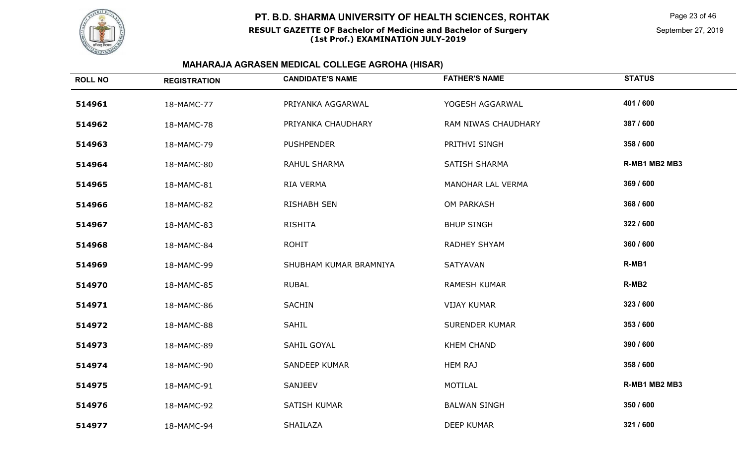# PT. B.D. SHARMA UNIVERSITY OF HEALTH SCIENCES, ROHTAK

**RESULT GAZETTE OF Bachelor of Medicine and Bachelor of Surgery (1st Prof.) EXAMINATION JULY-2019**

September 27, 2019

## MAHARAJA AGRASEN MEDICAL COLLEGE AGROHA (HISAR)

| ROLL NO | REGISTRATION | CANDIDATE'S NAME | FATHER'S NAME | STATUS |
|---|---|---|---|---|
| 514961 | 18-MAMC-77 | PRIYANKA AGGARWAL | YOGESH AGGARWAL | 401 / 600 |
| 514962 | 18-MAMC-78 | PRIYANKA CHAUDHARY | RAM NIWAS CHAUDHARY | 387 / 600 |
| 514963 | 18-MAMC-79 | PUSHPENDER | PRITHVI SINGH | 358 / 600 |
| 514964 | 18-MAMC-80 | RAHUL SHARMA | SATISH SHARMA | R-MB1 MB2 MB3 |
| 514965 | 18-MAMC-81 | RIA VERMA | MANOHAR LAL VERMA | 369 / 600 |
| 514966 | 18-MAMC-82 | RISHABH SEN | OM PARKASH | 368 / 600 |
| 514967 | 18-MAMC-83 | RISHITA | BHUP SINGH | 322 / 600 |
| 514968 | 18-MAMC-84 | ROHIT | RADHEY SHYAM | 360 / 600 |
| 514969 | 18-MAMC-99 | SHUBHAM KUMAR BRAMNIYA | SATYAVAN | R-MB1 |
| 514970 | 18-MAMC-85 | RUBAL | RAMESH KUMAR | R-MB2 |
| 514971 | 18-MAMC-86 | SACHIN | VIJAY KUMAR | 323 / 600 |
| 514972 | 18-MAMC-88 | SAHIL | SURENDER KUMAR | 353 / 600 |
| 514973 | 18-MAMC-89 | SAHIL GOYAL | KHEM CHAND | 390 / 600 |
| 514974 | 18-MAMC-90 | SANDEEP KUMAR | HEM RAJ | 358 / 600 |
| 514975 | 18-MAMC-91 | SANJEEV | MOTILAL | R-MB1 MB2 MB3 |
| 514976 | 18-MAMC-92 | SATISH KUMAR | BALWAN SINGH | 350 / 600 |
| 514977 | 18-MAMC-94 | SHAILAZA | DEEP KUMAR | 321 / 600 |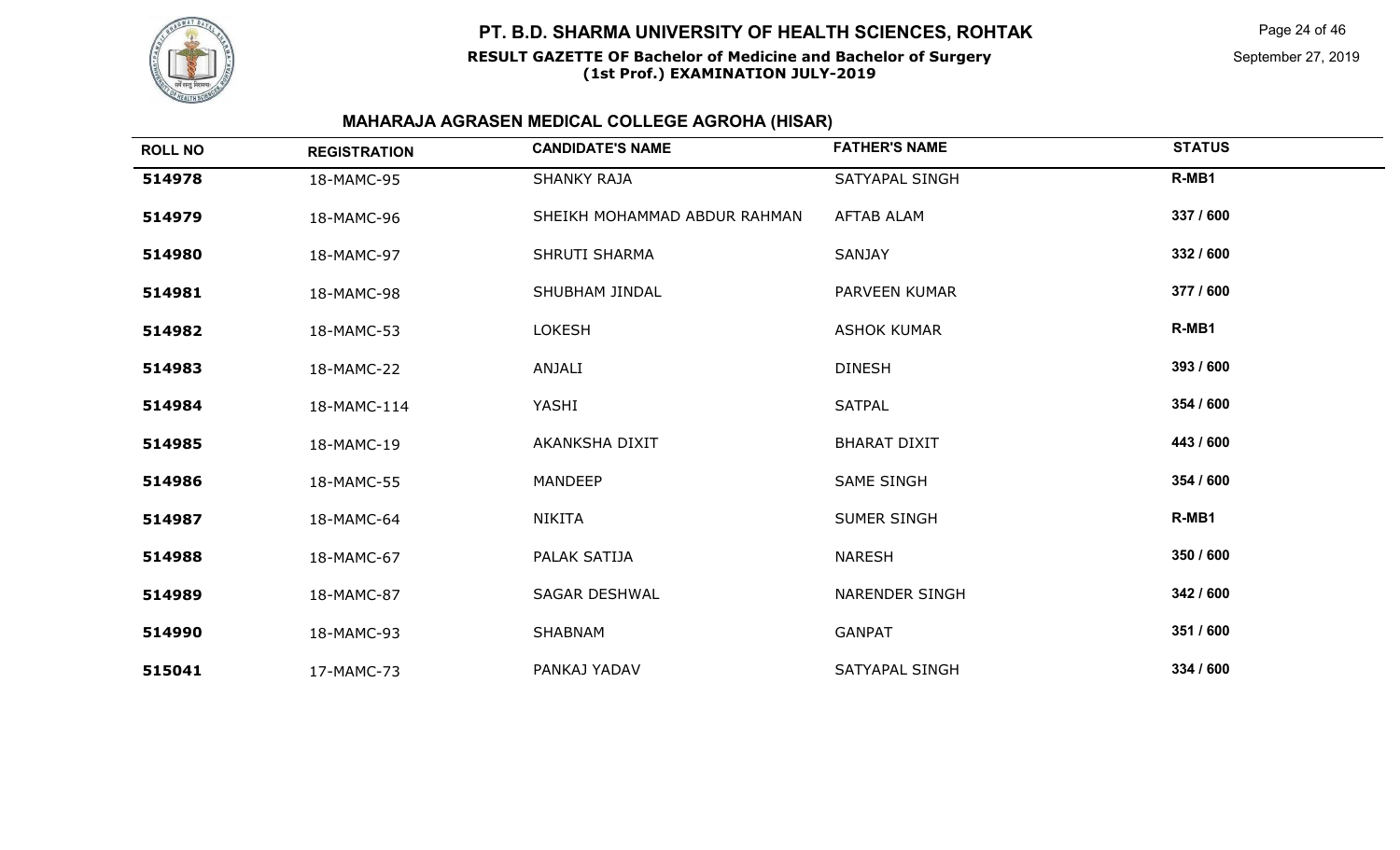# PT. B.D. SHARMA UNIVERSITY OF HEALTH SCIENCES, ROHTAK

**RESULT GAZETTE OF Bachelor of Medicine and Bachelor of Surgery (1st Prof.) EXAMINATION JULY-2019**

September 27, 2019

## MAHARAJA AGRASEN MEDICAL COLLEGE AGROHA (HISAR)

| ROLL NO | REGISTRATION | CANDIDATE'S NAME | FATHER'S NAME | STATUS |
|---|---|---|---|---|
| 514978 | 18-MAMC-95 | SHANKY RAJA | SATYAPAL SINGH | R-MB1 |
| 514979 | 18-MAMC-96 | SHEIKH MOHAMMAD ABDUR RAHMAN | AFTAB ALAM | 337 / 600 |
| 514980 | 18-MAMC-97 | SHRUTI SHARMA | SANJAY | 332 / 600 |
| 514981 | 18-MAMC-98 | SHUBHAM JINDAL | PARVEEN KUMAR | 377 / 600 |
| 514982 | 18-MAMC-53 | LOKESH | ASHOK KUMAR | R-MB1 |
| 514983 | 18-MAMC-22 | ANJALI | DINESH | 393 / 600 |
| 514984 | 18-MAMC-114 | YASHI | SATPAL | 354 / 600 |
| 514985 | 18-MAMC-19 | AKANKSHA DIXIT | BHARAT DIXIT | 443 / 600 |
| 514986 | 18-MAMC-55 | MANDEEP | SAME SINGH | 354 / 600 |
| 514987 | 18-MAMC-64 | NIKITA | SUMER SINGH | R-MB1 |
| 514988 | 18-MAMC-67 | PALAK SATIJA | NARESH | 350 / 600 |
| 514989 | 18-MAMC-87 | SAGAR DESHWAL | NARENDER SINGH | 342 / 600 |
| 514990 | 18-MAMC-93 | SHABNAM | GANPAT | 351 / 600 |
| 515041 | 17-MAMC-73 | PANKAJ YADAV | SATYAPAL SINGH | 334 / 600 |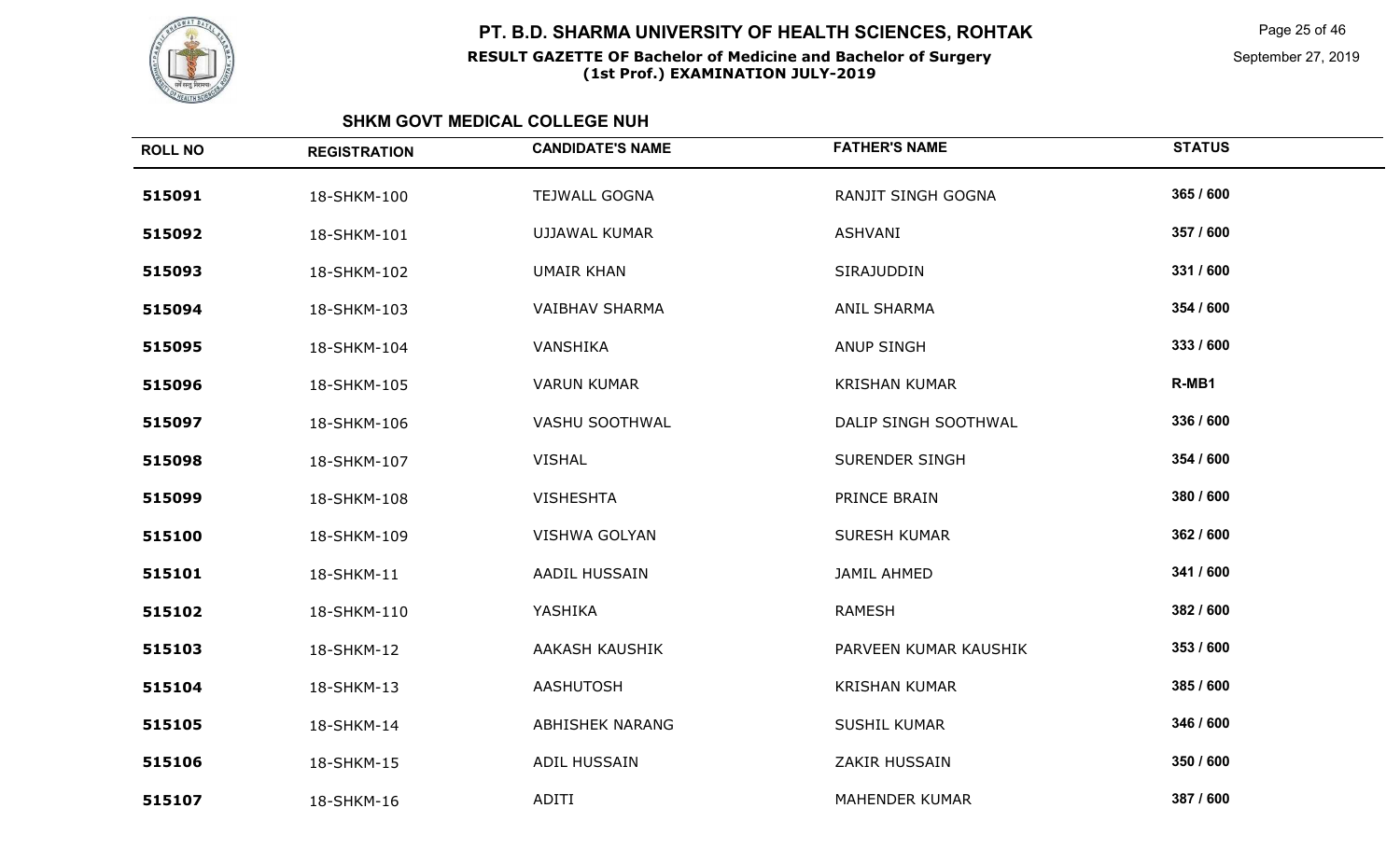# PT. B.D. SHARMA UNIVERSITY OF HEALTH SCIENCES, ROHTAK

**RESULT GAZETTE OF Bachelor of Medicine and Bachelor of Surgery (1st Prof.) EXAMINATION JULY-2019**

September 27, 2019

## SHKM GOVT MEDICAL COLLEGE NUH

| ROLL NO | REGISTRATION | CANDIDATE'S NAME | FATHER'S NAME | STATUS |
|---|---|---|---|---|
| 515091 | 18-SHKM-100 | TEJWALL GOGNA | RANJIT SINGH GOGNA | 365 / 600 |
| 515092 | 18-SHKM-101 | UJJAWAL KUMAR | ASHVANI | 357 / 600 |
| 515093 | 18-SHKM-102 | UMAIR KHAN | SIRAJUDDIN | 331 / 600 |
| 515094 | 18-SHKM-103 | VAIBHAV SHARMA | ANIL SHARMA | 354 / 600 |
| 515095 | 18-SHKM-104 | VANSHIKA | ANUP SINGH | 333 / 600 |
| 515096 | 18-SHKM-105 | VARUN KUMAR | KRISHAN KUMAR | R-MB1 |
| 515097 | 18-SHKM-106 | VASHU SOOTHWAL | DALIP SINGH SOOTHWAL | 336 / 600 |
| 515098 | 18-SHKM-107 | VISHAL | SURENDER SINGH | 354 / 600 |
| 515099 | 18-SHKM-108 | VISHESHTA | PRINCE BRAIN | 380 / 600 |
| 515100 | 18-SHKM-109 | VISHWA GOLYAN | SURESH KUMAR | 362 / 600 |
| 515101 | 18-SHKM-11 | AADIL HUSSAIN | JAMIL AHMED | 341 / 600 |
| 515102 | 18-SHKM-110 | YASHIKA | RAMESH | 382 / 600 |
| 515103 | 18-SHKM-12 | AAKASH KAUSHIK | PARVEEN KUMAR KAUSHIK | 353 / 600 |
| 515104 | 18-SHKM-13 | AASHUTOSH | KRISHAN KUMAR | 385 / 600 |
| 515105 | 18-SHKM-14 | ABHISHEK NARANG | SUSHIL KUMAR | 346 / 600 |
| 515106 | 18-SHKM-15 | ADIL HUSSAIN | ZAKIR HUSSAIN | 350 / 600 |
| 515107 | 18-SHKM-16 | ADITI | MAHENDER KUMAR | 387 / 600 |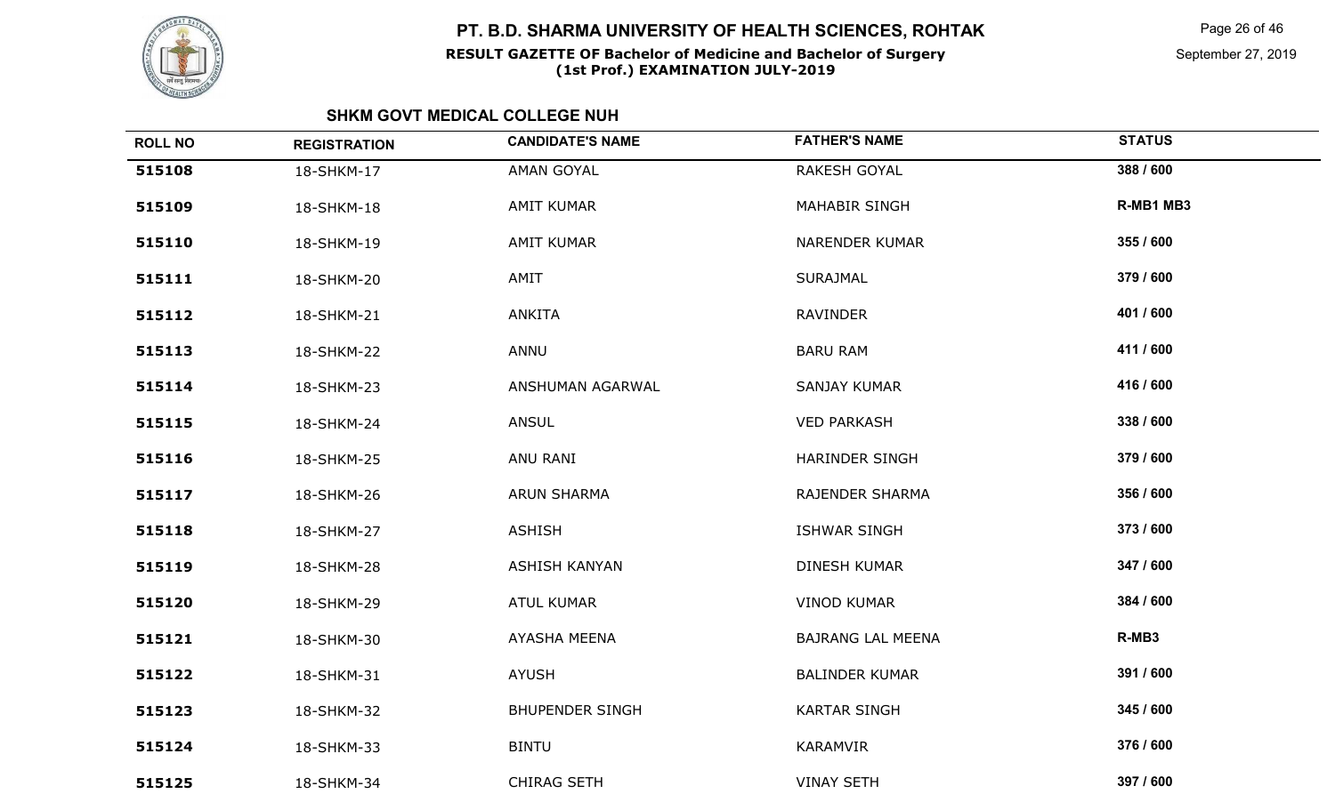## SHKM GOVT MEDICAL COLLEGE NUH

| ROLL NO | REGISTRATION | CANDIDATE'S NAME | FATHER'S NAME | STATUS |
|---|---|---|---|---|
| 515108 | 18-SHKM-17 | AMAN GOYAL | RAKESH GOYAL | 388 / 600 |
| 515109 | 18-SHKM-18 | AMIT KUMAR | MAHABIR SINGH | R-MB1 MB3 |
| 515110 | 18-SHKM-19 | AMIT KUMAR | NARENDER KUMAR | 355 / 600 |
| 515111 | 18-SHKM-20 | AMIT | SURAJMAL | 379 / 600 |
| 515112 | 18-SHKM-21 | ANKITA | RAVINDER | 401 / 600 |
| 515113 | 18-SHKM-22 | ANNU | BARU RAM | 411 / 600 |
| 515114 | 18-SHKM-23 | ANSHUMAN AGARWAL | SANJAY KUMAR | 416 / 600 |
| 515115 | 18-SHKM-24 | ANSUL | VED PARKASH | 338 / 600 |
| 515116 | 18-SHKM-25 | ANU RANI | HARINDER SINGH | 379 / 600 |
| 515117 | 18-SHKM-26 | ARUN SHARMA | RAJENDER SHARMA | 356 / 600 |
| 515118 | 18-SHKM-27 | ASHISH | ISHWAR SINGH | 373 / 600 |
| 515119 | 18-SHKM-28 | ASHISH KANYAN | DINESH KUMAR | 347 / 600 |
| 515120 | 18-SHKM-29 | ATUL KUMAR | VINOD KUMAR | 384 / 600 |
| 515121 | 18-SHKM-30 | AYASHA MEENA | BAJRANG LAL MEENA | R-MB3 |
| 515122 | 18-SHKM-31 | AYUSH | BALINDER KUMAR | 391 / 600 |
| 515123 | 18-SHKM-32 | BHUPENDER SINGH | KARTAR SINGH | 345 / 600 |
| 515124 | 18-SHKM-33 | BINTU | KARAMVIR | 376 / 600 |
| 515125 | 18-SHKM-34 | CHIRAG SETH | VINAY SETH | 397 / 600 |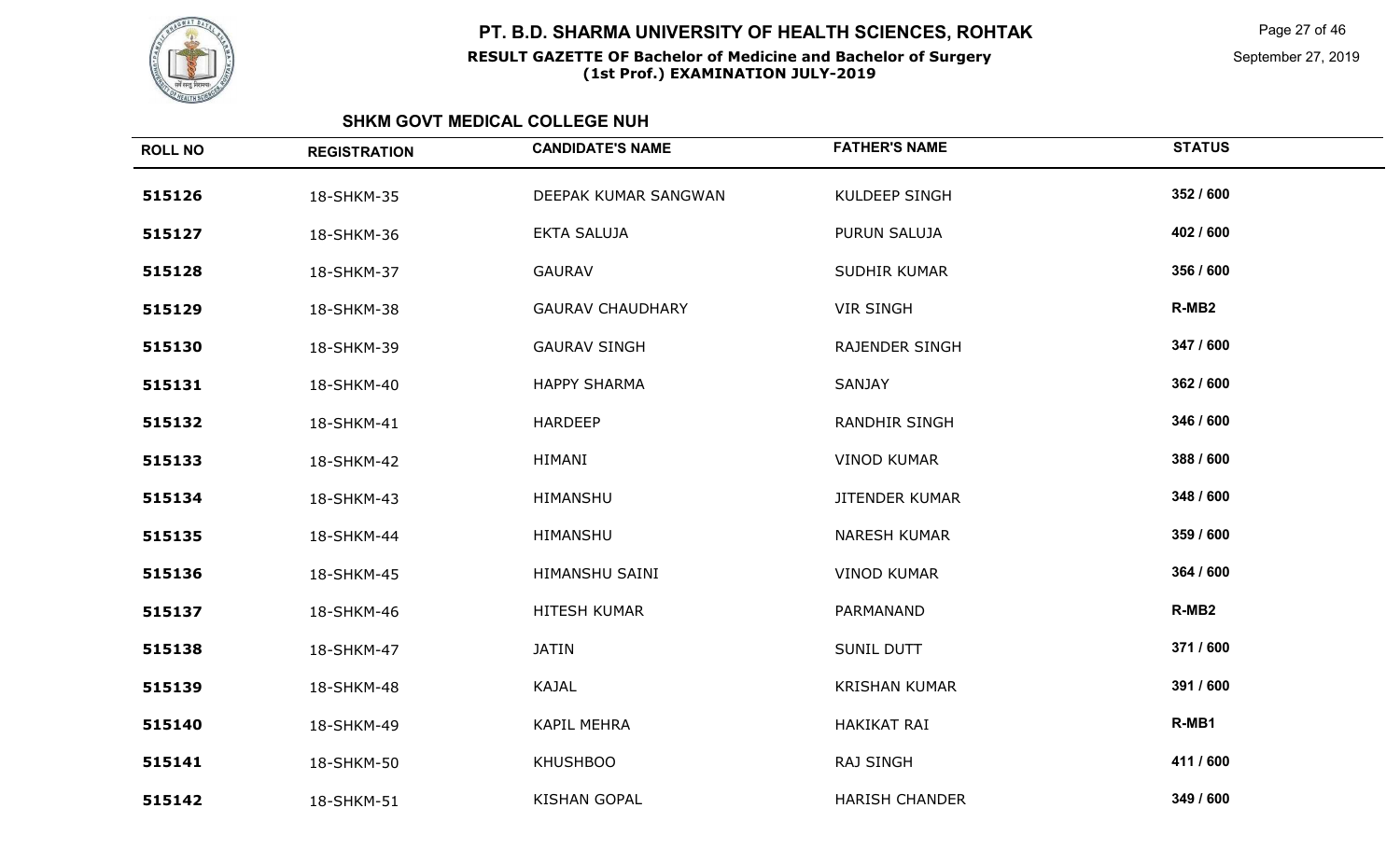# PT. B.D. SHARMA UNIVERSITY OF HEALTH SCIENCES, ROHTAK

**RESULT GAZETTE OF Bachelor of Medicine and Bachelor of Surgery (1st Prof.) EXAMINATION JULY-2019**

September 27, 2019

## SHKM GOVT MEDICAL COLLEGE NUH

| ROLL NO | REGISTRATION | CANDIDATE'S NAME | FATHER'S NAME | STATUS |
|---|---|---|---|---|
| 515126 | 18-SHKM-35 | DEEPAK KUMAR SANGWAN | KULDEEP SINGH | 352 / 600 |
| 515127 | 18-SHKM-36 | EKTA SALUJA | PURUN SALUJA | 402 / 600 |
| 515128 | 18-SHKM-37 | GAURAV | SUDHIR KUMAR | 356 / 600 |
| 515129 | 18-SHKM-38 | GAURAV CHAUDHARY | VIR SINGH | R-MB2 |
| 515130 | 18-SHKM-39 | GAURAV SINGH | RAJENDER SINGH | 347 / 600 |
| 515131 | 18-SHKM-40 | HAPPY SHARMA | SANJAY | 362 / 600 |
| 515132 | 18-SHKM-41 | HARDEEP | RANDHIR SINGH | 346 / 600 |
| 515133 | 18-SHKM-42 | HIMANI | VINOD KUMAR | 388 / 600 |
| 515134 | 18-SHKM-43 | HIMANSHU | JITENDER KUMAR | 348 / 600 |
| 515135 | 18-SHKM-44 | HIMANSHU | NARESH KUMAR | 359 / 600 |
| 515136 | 18-SHKM-45 | HIMANSHU SAINI | VINOD KUMAR | 364 / 600 |
| 515137 | 18-SHKM-46 | HITESH KUMAR | PARMANAND | R-MB2 |
| 515138 | 18-SHKM-47 | JATIN | SUNIL DUTT | 371 / 600 |
| 515139 | 18-SHKM-48 | KAJAL | KRISHAN KUMAR | 391 / 600 |
| 515140 | 18-SHKM-49 | KAPIL MEHRA | HAKIKAT RAI | R-MB1 |
| 515141 | 18-SHKM-50 | KHUSHBOO | RAJ SINGH | 411 / 600 |
| 515142 | 18-SHKM-51 | KISHAN GOPAL | HARISH CHANDER | 349 / 600 |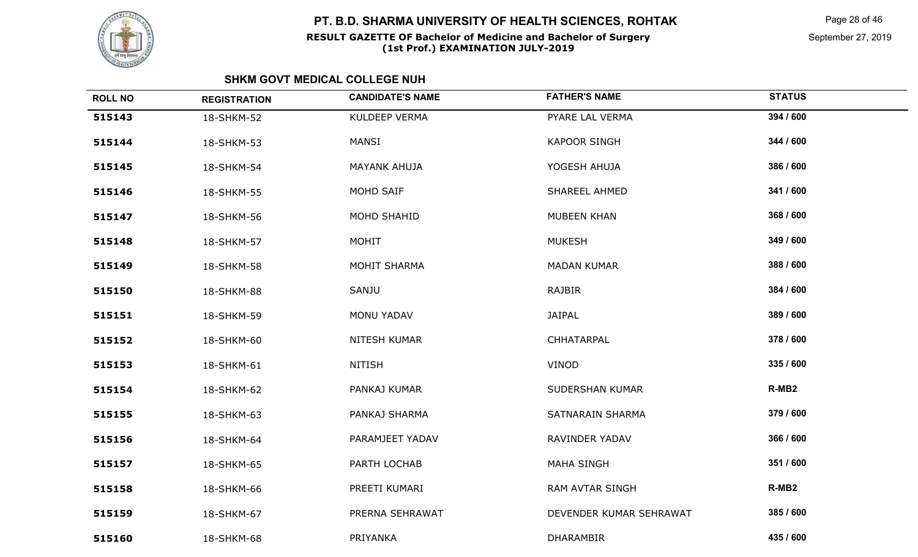## SHKM GOVT MEDICAL COLLEGE NUH

| ROLL NO | REGISTRATION | CANDIDATE'S NAME | FATHER'S NAME | STATUS |
|---|---|---|---|---|
| 515143 | 18-SHKM-52 | KULDEEP VERMA | PYARE LAL VERMA | 394 / 600 |
| 515144 | 18-SHKM-53 | MANSI | KAPOOR SINGH | 344 / 600 |
| 515145 | 18-SHKM-54 | MAYANK AHUJA | YOGESH AHUJA | 386 / 600 |
| 515146 | 18-SHKM-55 | MOHD SAIF | SHAREEL AHMED | 341 / 600 |
| 515147 | 18-SHKM-56 | MOHD SHAHID | MUBEEN KHAN | 368 / 600 |
| 515148 | 18-SHKM-57 | MOHIT | MUKESH | 349 / 600 |
| 515149 | 18-SHKM-58 | MOHIT SHARMA | MADAN KUMAR | 388 / 600 |
| 515150 | 18-SHKM-88 | SANJU | RAJBIR | 384 / 600 |
| 515151 | 18-SHKM-59 | MONU YADAV | JAIPAL | 389 / 600 |
| 515152 | 18-SHKM-60 | NITESH KUMAR | CHHATARPAL | 378 / 600 |
| 515153 | 18-SHKM-61 | NITISH | VINOD | 335 / 600 |
| 515154 | 18-SHKM-62 | PANKAJ KUMAR | SUDERSHAN KUMAR | R-MB2 |
| 515155 | 18-SHKM-63 | PANKAJ SHARMA | SATNARAIN SHARMA | 379 / 600 |
| 515156 | 18-SHKM-64 | PARAMJEET YADAV | RAVINDER YADAV | 366 / 600 |
| 515157 | 18-SHKM-65 | PARTH LOCHAB | MAHA SINGH | 351 / 600 |
| 515158 | 18-SHKM-66 | PREETI KUMARI | RAM AVTAR SINGH | R-MB2 |
| 515159 | 18-SHKM-67 | PRERNA SEHRAWAT | DEVENDER KUMAR SEHRAWAT | 385 / 600 |
| 515160 | 18-SHKM-68 | PRIYANKA | DHARAMBIR | 435 / 600 |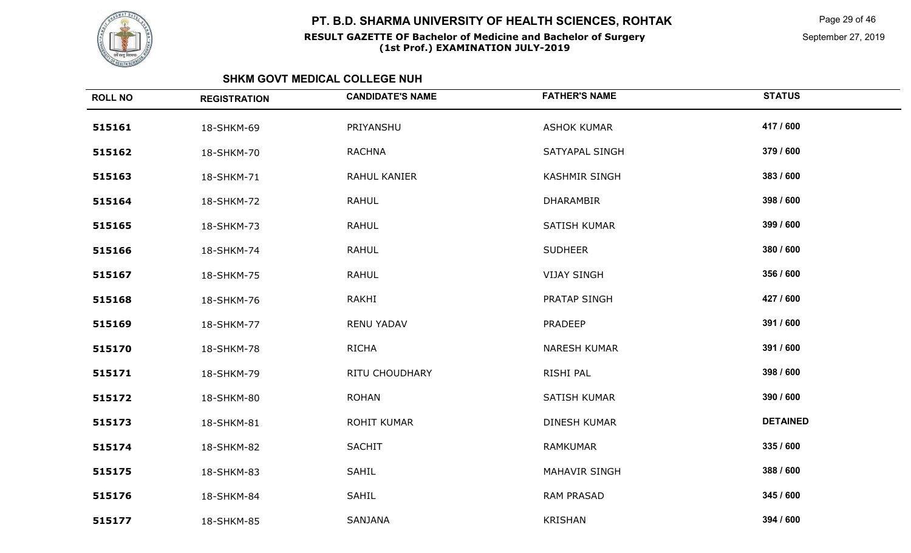# PT. B.D. SHARMA UNIVERSITY OF HEALTH SCIENCES, ROHTAK

**RESULT GAZETTE OF Bachelor of Medicine and Bachelor of Surgery (1st Prof.) EXAMINATION JULY-2019**

September 27, 2019

## SHKM GOVT MEDICAL COLLEGE NUH

| ROLL NO | REGISTRATION | CANDIDATE'S NAME | FATHER'S NAME | STATUS |
|---|---|---|---|---|
| 515161 | 18-SHKM-69 | PRIYANSHU | ASHOK KUMAR | 417 / 600 |
| 515162 | 18-SHKM-70 | RACHNA | SATYAPAL SINGH | 379 / 600 |
| 515163 | 18-SHKM-71 | RAHUL KANIER | KASHMIR SINGH | 383 / 600 |
| 515164 | 18-SHKM-72 | RAHUL | DHARAMBIR | 398 / 600 |
| 515165 | 18-SHKM-73 | RAHUL | SATISH KUMAR | 399 / 600 |
| 515166 | 18-SHKM-74 | RAHUL | SUDHEER | 380 / 600 |
| 515167 | 18-SHKM-75 | RAHUL | VIJAY SINGH | 356 / 600 |
| 515168 | 18-SHKM-76 | RAKHI | PRATAP SINGH | 427 / 600 |
| 515169 | 18-SHKM-77 | RENU YADAV | PRADEEP | 391 / 600 |
| 515170 | 18-SHKM-78 | RICHA | NARESH KUMAR | 391 / 600 |
| 515171 | 18-SHKM-79 | RITU CHOUDHARY | RISHI PAL | 398 / 600 |
| 515172 | 18-SHKM-80 | ROHAN | SATISH KUMAR | 390 / 600 |
| 515173 | 18-SHKM-81 | ROHIT KUMAR | DINESH KUMAR | DETAINED |
| 515174 | 18-SHKM-82 | SACHIT | RAMKUMAR | 335 / 600 |
| 515175 | 18-SHKM-83 | SAHIL | MAHAVIR SINGH | 388 / 600 |
| 515176 | 18-SHKM-84 | SAHIL | RAM PRASAD | 345 / 600 |
| 515177 | 18-SHKM-85 | SANJANA | KRISHAN | 394 / 600 |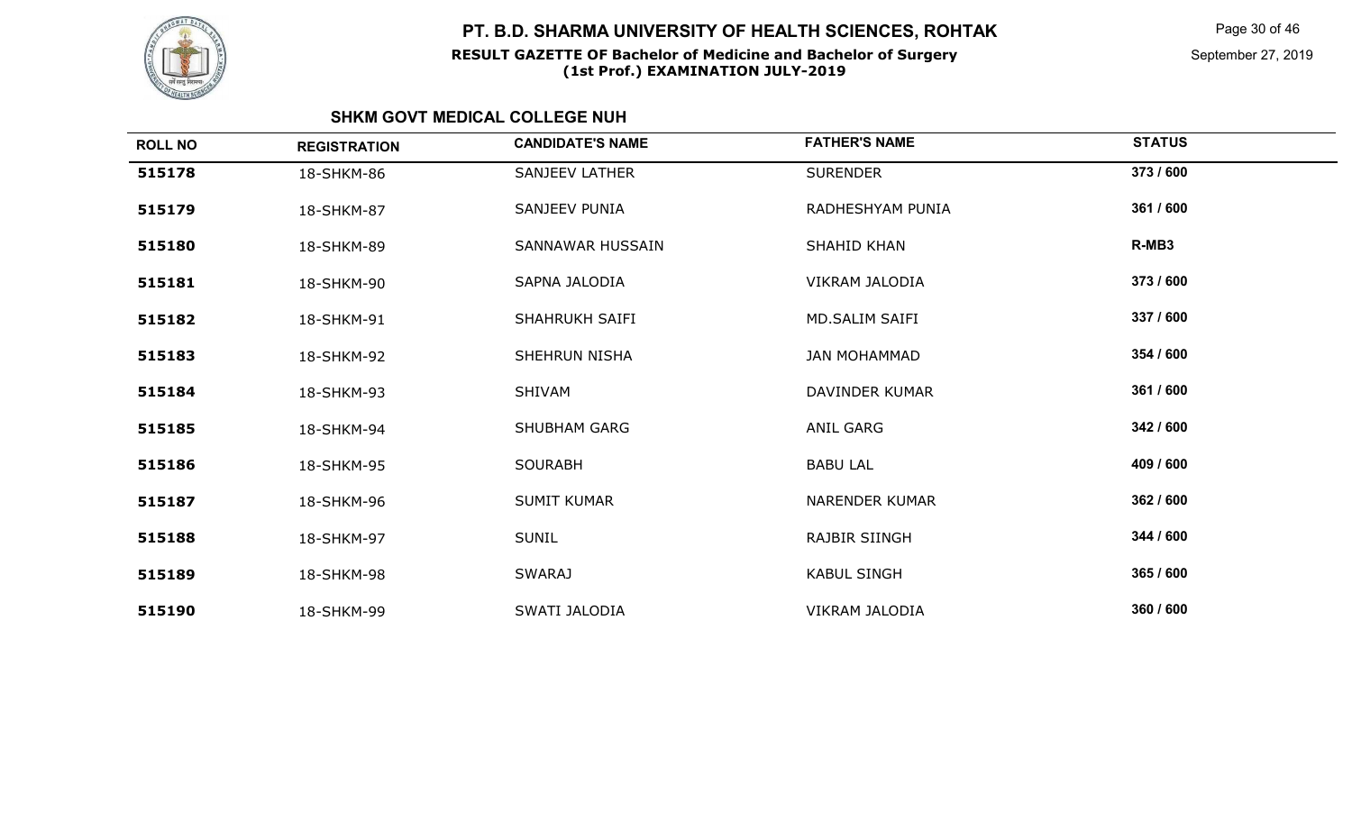# PT. B.D. SHARMA UNIVERSITY OF HEALTH SCIENCES, ROHTAK

**RESULT GAZETTE OF Bachelor of Medicine and Bachelor of Surgery (1st Prof.) EXAMINATION JULY-2019**

September 27, 2019

## SHKM GOVT MEDICAL COLLEGE NUH

| ROLL NO | REGISTRATION | CANDIDATE'S NAME | FATHER'S NAME | STATUS |
|---|---|---|---|---|
| 515178 | 18-SHKM-86 | SANJEEV LATHER | SURENDER | 373 / 600 |
| 515179 | 18-SHKM-87 | SANJEEV PUNIA | RADHESHYAM PUNIA | 361 / 600 |
| 515180 | 18-SHKM-89 | SANNAWAR HUSSAIN | SHAHID KHAN | R-MB3 |
| 515181 | 18-SHKM-90 | SAPNA JALODIA | VIKRAM JALODIA | 373 / 600 |
| 515182 | 18-SHKM-91 | SHAHRUKH SAIFI | MD.SALIM SAIFI | 337 / 600 |
| 515183 | 18-SHKM-92 | SHEHRUN NISHA | JAN MOHAMMAD | 354 / 600 |
| 515184 | 18-SHKM-93 | SHIVAM | DAVINDER KUMAR | 361 / 600 |
| 515185 | 18-SHKM-94 | SHUBHAM GARG | ANIL GARG | 342 / 600 |
| 515186 | 18-SHKM-95 | SOURABH | BABU LAL | 409 / 600 |
| 515187 | 18-SHKM-96 | SUMIT KUMAR | NARENDER KUMAR | 362 / 600 |
| 515188 | 18-SHKM-97 | SUNIL | RAJBIR SIINGH | 344 / 600 |
| 515189 | 18-SHKM-98 | SWARAJ | KABUL SINGH | 365 / 600 |
| 515190 | 18-SHKM-99 | SWATI JALODIA | VIKRAM JALODIA | 360 / 600 |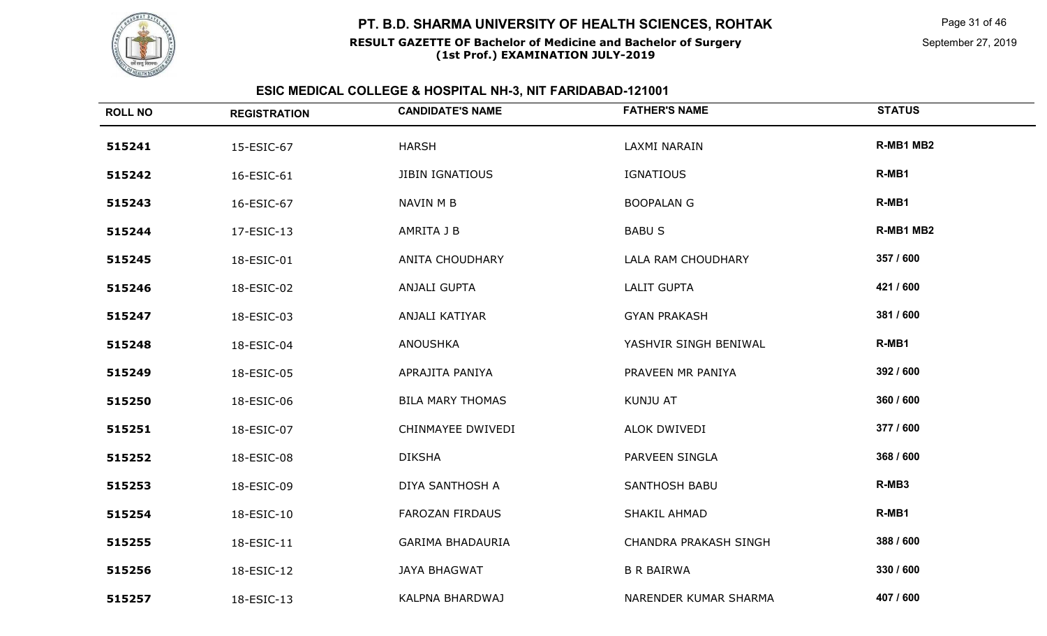# PT. B.D. SHARMA UNIVERSITY OF HEALTH SCIENCES, ROHTAK

**RESULT GAZETTE OF Bachelor of Medicine and Bachelor of Surgery (1st Prof.) EXAMINATION JULY-2019**

September 27, 2019

## ESIC MEDICAL COLLEGE & HOSPITAL NH-3, NIT FARIDABAD-121001

| ROLL NO | REGISTRATION | CANDIDATE'S NAME | FATHER'S NAME | STATUS |
|---|---|---|---|---|
| 515241 | 15-ESIC-67 | HARSH | LAXMI NARAIN | R-MB1 MB2 |
| 515242 | 16-ESIC-61 | JIBIN IGNATIOUS | IGNATIOUS | R-MB1 |
| 515243 | 16-ESIC-67 | NAVIN M B | BOOPALAN G | R-MB1 |
| 515244 | 17-ESIC-13 | AMRITA J B | BABU S | R-MB1 MB2 |
| 515245 | 18-ESIC-01 | ANITA CHOUDHARY | LALA RAM CHOUDHARY | 357 / 600 |
| 515246 | 18-ESIC-02 | ANJALI GUPTA | LALIT GUPTA | 421 / 600 |
| 515247 | 18-ESIC-03 | ANJALI KATIYAR | GYAN PRAKASH | 381 / 600 |
| 515248 | 18-ESIC-04 | ANOUSHKA | YASHVIR SINGH BENIWAL | R-MB1 |
| 515249 | 18-ESIC-05 | APRAJITA PANIYA | PRAVEEN MR PANIYA | 392 / 600 |
| 515250 | 18-ESIC-06 | BILA MARY THOMAS | KUNJU AT | 360 / 600 |
| 515251 | 18-ESIC-07 | CHINMAYEE DWIVEDI | ALOK DWIVEDI | 377 / 600 |
| 515252 | 18-ESIC-08 | DIKSHA | PARVEEN SINGLA | 368 / 600 |
| 515253 | 18-ESIC-09 | DIYA SANTHOSH A | SANTHOSH BABU | R-MB3 |
| 515254 | 18-ESIC-10 | FAROZAN FIRDAUS | SHAKIL AHMAD | R-MB1 |
| 515255 | 18-ESIC-11 | GARIMA BHADAURIA | CHANDRA PRAKASH SINGH | 388 / 600 |
| 515256 | 18-ESIC-12 | JAYA BHAGWAT | B R BAIRWA | 330 / 600 |
| 515257 | 18-ESIC-13 | KALPNA BHARDWAJ | NARENDER KUMAR SHARMA | 407 / 600 |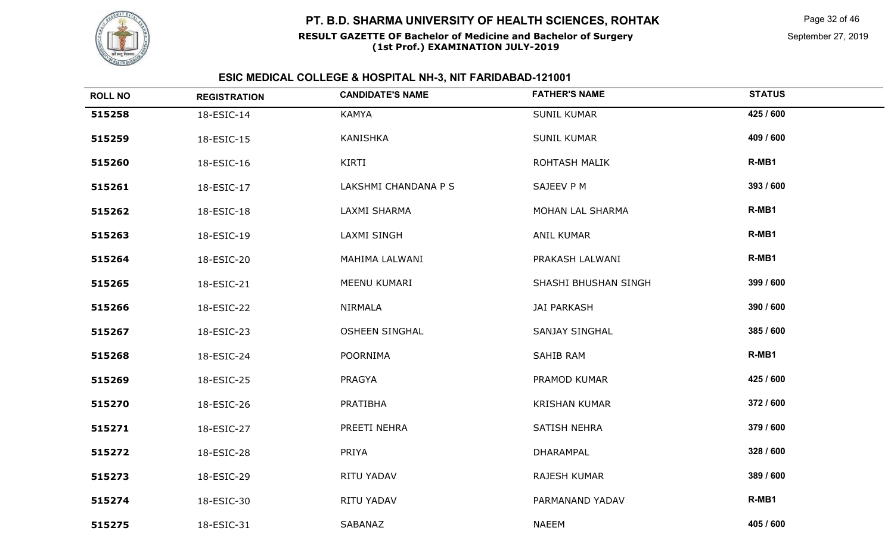# PT. B.D. SHARMA UNIVERSITY OF HEALTH SCIENCES, ROHTAK

**RESULT GAZETTE OF Bachelor of Medicine and Bachelor of Surgery (1st Prof.) EXAMINATION JULY-2019**

September 27, 2019

## ESIC MEDICAL COLLEGE & HOSPITAL NH-3, NIT FARIDABAD-121001

| ROLL NO | REGISTRATION | CANDIDATE'S NAME | FATHER'S NAME | STATUS |
|---|---|---|---|---|
| 515258 | 18-ESIC-14 | KAMYA | SUNIL KUMAR | 425 / 600 |
| 515259 | 18-ESIC-15 | KANISHKA | SUNIL KUMAR | 409 / 600 |
| 515260 | 18-ESIC-16 | KIRTI | ROHTASH MALIK | R-MB1 |
| 515261 | 18-ESIC-17 | LAKSHMI CHANDANA P S | SAJEEV P M | 393 / 600 |
| 515262 | 18-ESIC-18 | LAXMI SHARMA | MOHAN LAL SHARMA | R-MB1 |
| 515263 | 18-ESIC-19 | LAXMI SINGH | ANIL KUMAR | R-MB1 |
| 515264 | 18-ESIC-20 | MAHIMA LALWANI | PRAKASH LALWANI | R-MB1 |
| 515265 | 18-ESIC-21 | MEENU KUMARI | SHASHI BHUSHAN SINGH | 399 / 600 |
| 515266 | 18-ESIC-22 | NIRMALA | JAI PARKASH | 390 / 600 |
| 515267 | 18-ESIC-23 | OSHEEN SINGHAL | SANJAY SINGHAL | 385 / 600 |
| 515268 | 18-ESIC-24 | POORNIMA | SAHIB RAM | R-MB1 |
| 515269 | 18-ESIC-25 | PRAGYA | PRAMOD KUMAR | 425 / 600 |
| 515270 | 18-ESIC-26 | PRATIBHA | KRISHAN KUMAR | 372 / 600 |
| 515271 | 18-ESIC-27 | PREETI NEHRA | SATISH NEHRA | 379 / 600 |
| 515272 | 18-ESIC-28 | PRIYA | DHARAMPAL | 328 / 600 |
| 515273 | 18-ESIC-29 | RITU YADAV | RAJESH KUMAR | 389 / 600 |
| 515274 | 18-ESIC-30 | RITU YADAV | PARMANAND YADAV | R-MB1 |
| 515275 | 18-ESIC-31 | SABANAZ | NAEEM | 405 / 600 |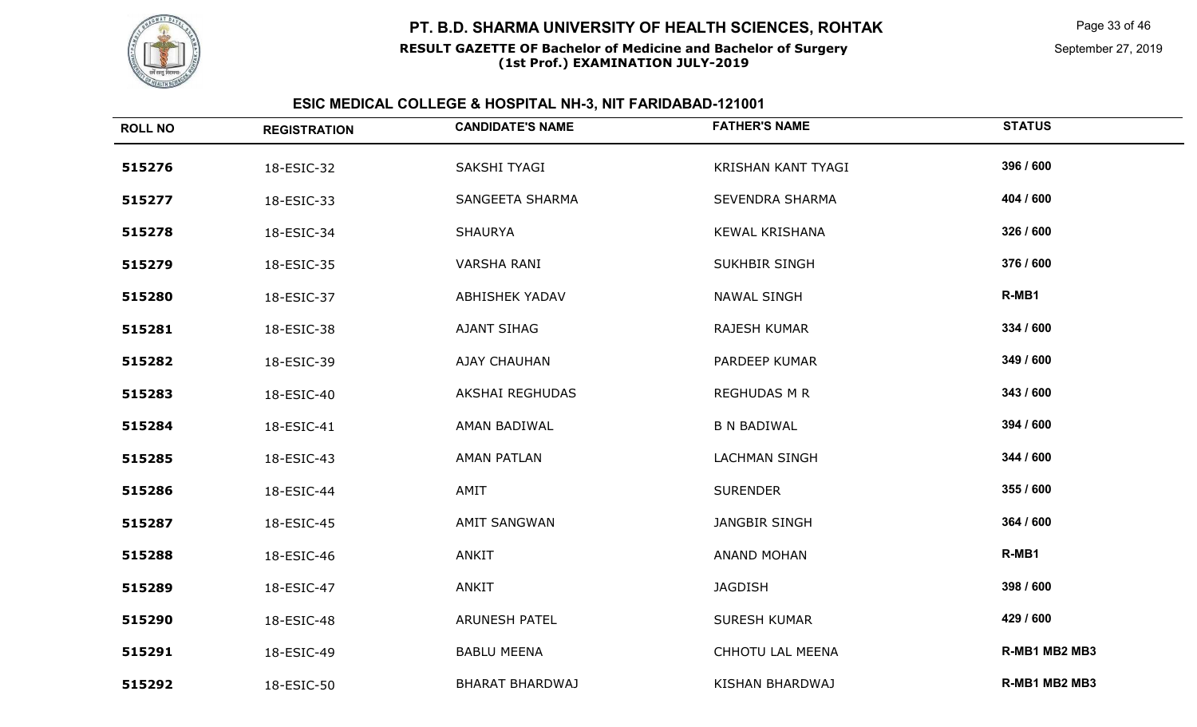# PT. B.D. SHARMA UNIVERSITY OF HEALTH SCIENCES, ROHTAK

**RESULT GAZETTE OF Bachelor of Medicine and Bachelor of Surgery (1st Prof.) EXAMINATION JULY-2019**

September 27, 2019

## ESIC MEDICAL COLLEGE & HOSPITAL NH-3, NIT FARIDABAD-121001

| ROLL NO | REGISTRATION | CANDIDATE'S NAME | FATHER'S NAME | STATUS |
|---|---|---|---|---|
| 515276 | 18-ESIC-32 | SAKSHI TYAGI | KRISHAN KANT TYAGI | 396 / 600 |
| 515277 | 18-ESIC-33 | SANGEETA SHARMA | SEVENDRA SHARMA | 404 / 600 |
| 515278 | 18-ESIC-34 | SHAURYA | KEWAL KRISHANA | 326 / 600 |
| 515279 | 18-ESIC-35 | VARSHA RANI | SUKHBIR SINGH | 376 / 600 |
| 515280 | 18-ESIC-37 | ABHISHEK YADAV | NAWAL SINGH | R-MB1 |
| 515281 | 18-ESIC-38 | AJANT SIHAG | RAJESH KUMAR | 334 / 600 |
| 515282 | 18-ESIC-39 | AJAY CHAUHAN | PARDEEP KUMAR | 349 / 600 |
| 515283 | 18-ESIC-40 | AKSHAI REGHUDAS | REGHUDAS M R | 343 / 600 |
| 515284 | 18-ESIC-41 | AMAN BADIWAL | B N BADIWAL | 394 / 600 |
| 515285 | 18-ESIC-43 | AMAN PATLAN | LACHMAN SINGH | 344 / 600 |
| 515286 | 18-ESIC-44 | AMIT | SURENDER | 355 / 600 |
| 515287 | 18-ESIC-45 | AMIT SANGWAN | JANGBIR SINGH | 364 / 600 |
| 515288 | 18-ESIC-46 | ANKIT | ANAND MOHAN | R-MB1 |
| 515289 | 18-ESIC-47 | ANKIT | JAGDISH | 398 / 600 |
| 515290 | 18-ESIC-48 | ARUNESH PATEL | SURESH KUMAR | 429 / 600 |
| 515291 | 18-ESIC-49 | BABLU MEENA | CHHOTU LAL MEENA | R-MB1 MB2 MB3 |
| 515292 | 18-ESIC-50 | BHARAT BHARDWAJ | KISHAN BHARDWAJ | R-MB1 MB2 MB3 |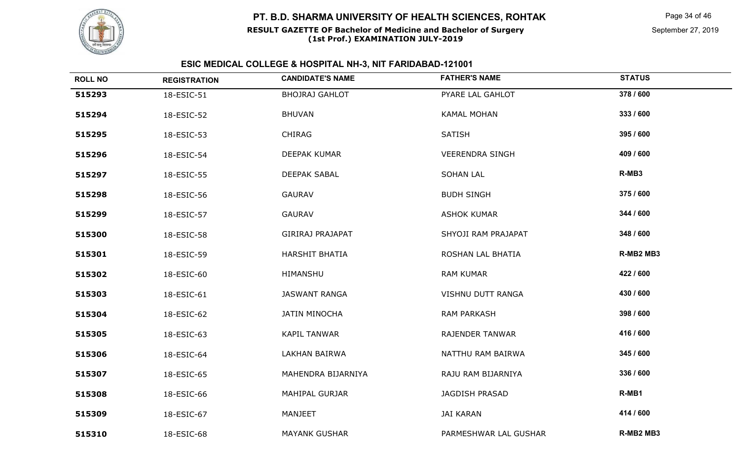# PT. B.D. SHARMA UNIVERSITY OF HEALTH SCIENCES, ROHTAK

**RESULT GAZETTE OF Bachelor of Medicine and Bachelor of Surgery (1st Prof.) EXAMINATION JULY-2019**

September 27, 2019

## ESIC MEDICAL COLLEGE & HOSPITAL NH-3, NIT FARIDABAD-121001

| ROLL NO | REGISTRATION | CANDIDATE'S NAME | FATHER'S NAME | STATUS |
|---|---|---|---|---|
| 515293 | 18-ESIC-51 | BHOJRAJ GAHLOT | PYARE LAL GAHLOT | 378 / 600 |
| 515294 | 18-ESIC-52 | BHUVAN | KAMAL MOHAN | 333 / 600 |
| 515295 | 18-ESIC-53 | CHIRAG | SATISH | 395 / 600 |
| 515296 | 18-ESIC-54 | DEEPAK KUMAR | VEERENDRA SINGH | 409 / 600 |
| 515297 | 18-ESIC-55 | DEEPAK SABAL | SOHAN LAL | R-MB3 |
| 515298 | 18-ESIC-56 | GAURAV | BUDH SINGH | 375 / 600 |
| 515299 | 18-ESIC-57 | GAURAV | ASHOK KUMAR | 344 / 600 |
| 515300 | 18-ESIC-58 | GIRIRAJ PRAJAPAT | SHYOJI RAM PRAJAPAT | 348 / 600 |
| 515301 | 18-ESIC-59 | HARSHIT BHATIA | ROSHAN LAL BHATIA | R-MB2 MB3 |
| 515302 | 18-ESIC-60 | HIMANSHU | RAM KUMAR | 422 / 600 |
| 515303 | 18-ESIC-61 | JASWANT RANGA | VISHNU DUTT RANGA | 430 / 600 |
| 515304 | 18-ESIC-62 | JATIN MINOCHA | RAM PARKASH | 398 / 600 |
| 515305 | 18-ESIC-63 | KAPIL TANWAR | RAJENDER TANWAR | 416 / 600 |
| 515306 | 18-ESIC-64 | LAKHAN BAIRWA | NATTHU RAM BAIRWA | 345 / 600 |
| 515307 | 18-ESIC-65 | MAHENDRA BIJARNIYA | RAJU RAM BIJARNIYA | 336 / 600 |
| 515308 | 18-ESIC-66 | MAHIPAL GURJAR | JAGDISH PRASAD | R-MB1 |
| 515309 | 18-ESIC-67 | MANJEET | JAI KARAN | 414 / 600 |
| 515310 | 18-ESIC-68 | MAYANK GUSHAR | PARMESHWAR LAL GUSHAR | R-MB2 MB3 |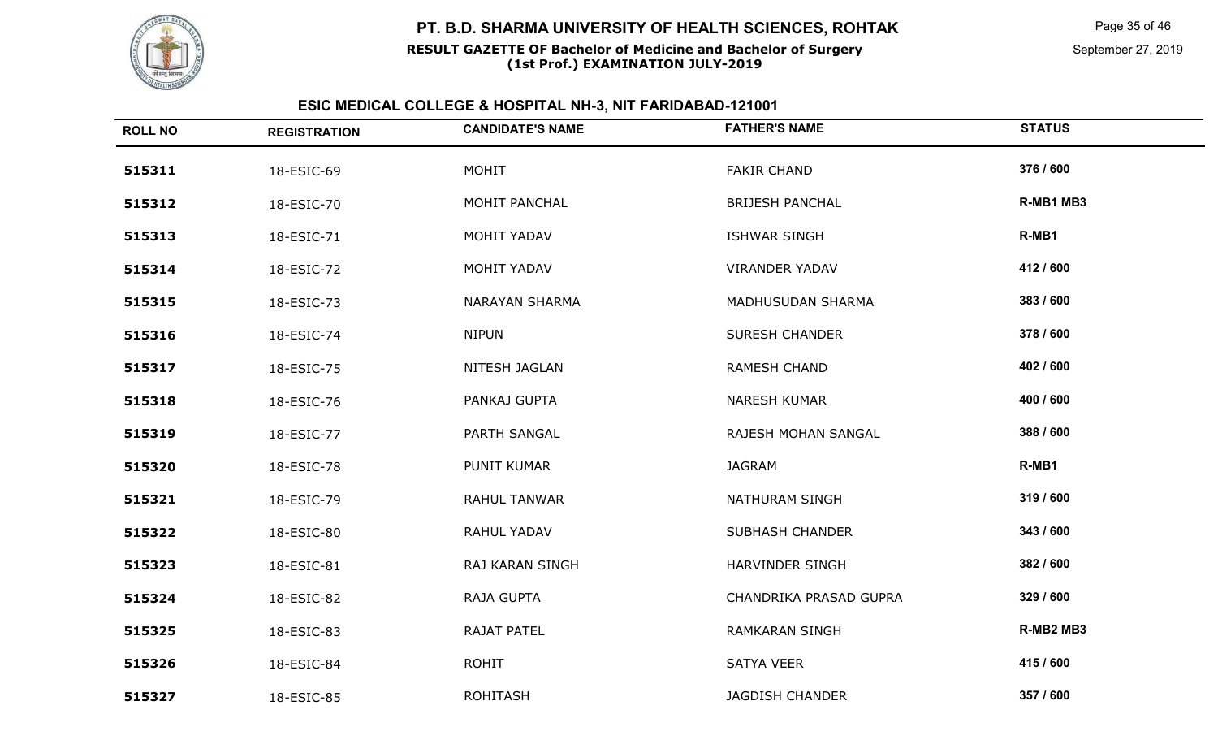# PT. B.D. SHARMA UNIVERSITY OF HEALTH SCIENCES, ROHTAK

**RESULT GAZETTE OF Bachelor of Medicine and Bachelor of Surgery (1st Prof.) EXAMINATION JULY-2019**

September 27, 2019

## ESIC MEDICAL COLLEGE & HOSPITAL NH-3, NIT FARIDABAD-121001

| ROLL NO | REGISTRATION | CANDIDATE'S NAME | FATHER'S NAME | STATUS |
|---|---|---|---|---|
| 515311 | 18-ESIC-69 | MOHIT | FAKIR CHAND | 376 / 600 |
| 515312 | 18-ESIC-70 | MOHIT PANCHAL | BRIJESH PANCHAL | R-MB1 MB3 |
| 515313 | 18-ESIC-71 | MOHIT YADAV | ISHWAR SINGH | R-MB1 |
| 515314 | 18-ESIC-72 | MOHIT YADAV | VIRANDER YADAV | 412 / 600 |
| 515315 | 18-ESIC-73 | NARAYAN SHARMA | MADHUSUDAN SHARMA | 383 / 600 |
| 515316 | 18-ESIC-74 | NIPUN | SURESH CHANDER | 378 / 600 |
| 515317 | 18-ESIC-75 | NITESH JAGLAN | RAMESH CHAND | 402 / 600 |
| 515318 | 18-ESIC-76 | PANKAJ GUPTA | NARESH KUMAR | 400 / 600 |
| 515319 | 18-ESIC-77 | PARTH SANGAL | RAJESH MOHAN SANGAL | 388 / 600 |
| 515320 | 18-ESIC-78 | PUNIT KUMAR | JAGRAM | R-MB1 |
| 515321 | 18-ESIC-79 | RAHUL TANWAR | NATHURAM SINGH | 319 / 600 |
| 515322 | 18-ESIC-80 | RAHUL YADAV | SUBHASH CHANDER | 343 / 600 |
| 515323 | 18-ESIC-81 | RAJ KARAN SINGH | HARVINDER SINGH | 382 / 600 |
| 515324 | 18-ESIC-82 | RAJA GUPTA | CHANDRIKA PRASAD GUPRA | 329 / 600 |
| 515325 | 18-ESIC-83 | RAJAT PATEL | RAMKARAN SINGH | R-MB2 MB3 |
| 515326 | 18-ESIC-84 | ROHIT | SATYA VEER | 415 / 600 |
| 515327 | 18-ESIC-85 | ROHITASH | JAGDISH CHANDER | 357 / 600 |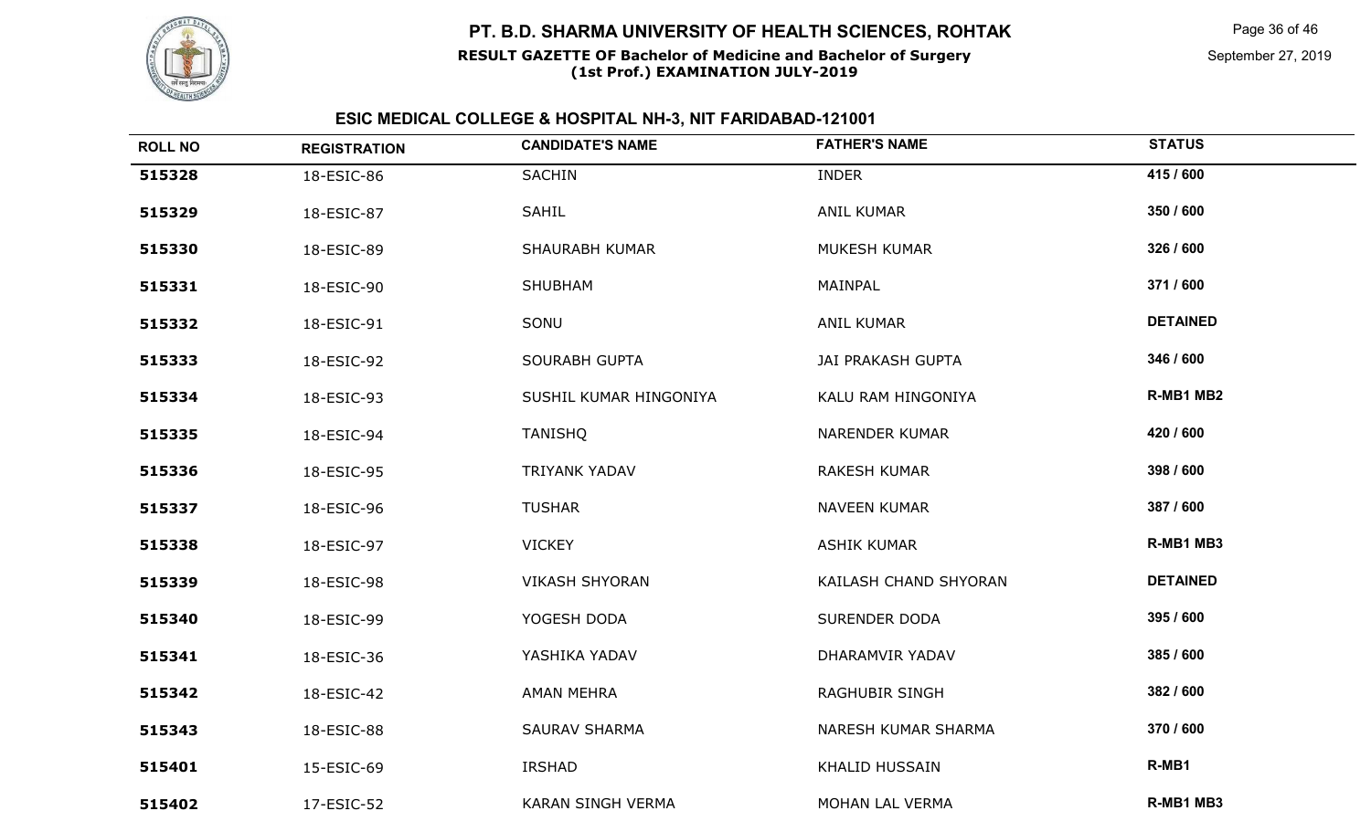# PT. B.D. SHARMA UNIVERSITY OF HEALTH SCIENCES, ROHTAK

**RESULT GAZETTE OF Bachelor of Medicine and Bachelor of Surgery (1st Prof.) EXAMINATION JULY-2019**

September 27, 2019

## ESIC MEDICAL COLLEGE & HOSPITAL NH-3, NIT FARIDABAD-121001

| ROLL NO | REGISTRATION | CANDIDATE'S NAME | FATHER'S NAME | STATUS |
|---|---|---|---|---|
| 515328 | 18-ESIC-86 | SACHIN | INDER | 415 / 600 |
| 515329 | 18-ESIC-87 | SAHIL | ANIL KUMAR | 350 / 600 |
| 515330 | 18-ESIC-89 | SHAURABH KUMAR | MUKESH KUMAR | 326 / 600 |
| 515331 | 18-ESIC-90 | SHUBHAM | MAINPAL | 371 / 600 |
| 515332 | 18-ESIC-91 | SONU | ANIL KUMAR | DETAINED |
| 515333 | 18-ESIC-92 | SOURABH GUPTA | JAI PRAKASH GUPTA | 346 / 600 |
| 515334 | 18-ESIC-93 | SUSHIL KUMAR HINGONIYA | KALU RAM HINGONIYA | R-MB1 MB2 |
| 515335 | 18-ESIC-94 | TANISHQ | NARENDER KUMAR | 420 / 600 |
| 515336 | 18-ESIC-95 | TRIYANK YADAV | RAKESH KUMAR | 398 / 600 |
| 515337 | 18-ESIC-96 | TUSHAR | NAVEEN KUMAR | 387 / 600 |
| 515338 | 18-ESIC-97 | VICKEY | ASHIK KUMAR | R-MB1 MB3 |
| 515339 | 18-ESIC-98 | VIKASH SHYORAN | KAILASH CHAND SHYORAN | DETAINED |
| 515340 | 18-ESIC-99 | YOGESH DODA | SURENDER DODA | 395 / 600 |
| 515341 | 18-ESIC-36 | YASHIKA YADAV | DHARAMVIR YADAV | 385 / 600 |
| 515342 | 18-ESIC-42 | AMAN MEHRA | RAGHUBIR SINGH | 382 / 600 |
| 515343 | 18-ESIC-88 | SAURAV SHARMA | NARESH KUMAR SHARMA | 370 / 600 |
| 515401 | 15-ESIC-69 | IRSHAD | KHALID HUSSAIN | R-MB1 |
| 515402 | 17-ESIC-52 | KARAN SINGH VERMA | MOHAN LAL VERMA | R-MB1 MB3 |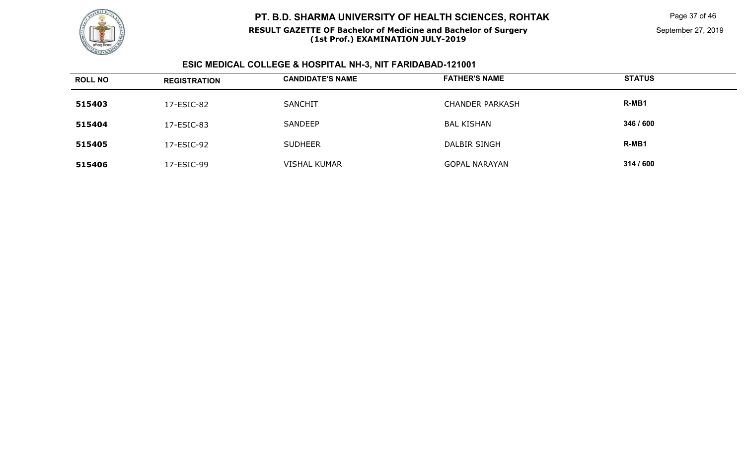## ESIC MEDICAL COLLEGE & HOSPITAL NH-3, NIT FARIDABAD-121001

| ROLL NO | REGISTRATION | CANDIDATE'S NAME | FATHER'S NAME | STATUS |
|---|---|---|---|---|
| 515403 | 17-ESIC-82 | SANCHIT | CHANDER PARKASH | R-MB1 |
| 515404 | 17-ESIC-83 | SANDEEP | BAL KISHAN | 346 / 600 |
| 515405 | 17-ESIC-92 | SUDHEER | DALBIR SINGH | R-MB1 |
| 515406 | 17-ESIC-99 | VISHAL KUMAR | GOPAL NARAYAN | 314 / 600 |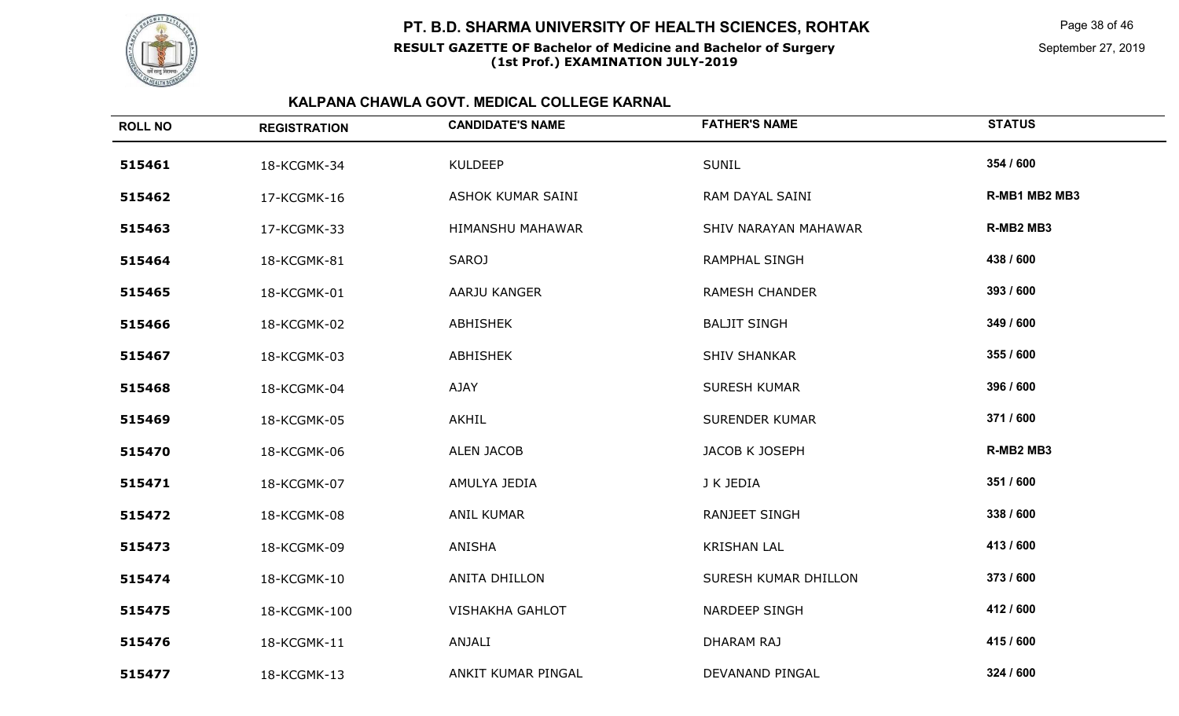# PT. B.D. SHARMA UNIVERSITY OF HEALTH SCIENCES, ROHTAK

**RESULT GAZETTE OF Bachelor of Medicine and Bachelor of Surgery (1st Prof.) EXAMINATION JULY-2019**

September 27, 2019

## KALPANA CHAWLA GOVT. MEDICAL COLLEGE KARNAL

| ROLL NO | REGISTRATION | CANDIDATE'S NAME | FATHER'S NAME | STATUS |
|---|---|---|---|---|
| 515461 | 18-KCGMK-34 | KULDEEP | SUNIL | 354 / 600 |
| 515462 | 17-KCGMK-16 | ASHOK KUMAR SAINI | RAM DAYAL SAINI | R-MB1 MB2 MB3 |
| 515463 | 17-KCGMK-33 | HIMANSHU MAHAWAR | SHIV NARAYAN MAHAWAR | R-MB2 MB3 |
| 515464 | 18-KCGMK-81 | SAROJ | RAMPHAL SINGH | 438 / 600 |
| 515465 | 18-KCGMK-01 | AARJU KANGER | RAMESH CHANDER | 393 / 600 |
| 515466 | 18-KCGMK-02 | ABHISHEK | BALJIT SINGH | 349 / 600 |
| 515467 | 18-KCGMK-03 | ABHISHEK | SHIV SHANKAR | 355 / 600 |
| 515468 | 18-KCGMK-04 | AJAY | SURESH KUMAR | 396 / 600 |
| 515469 | 18-KCGMK-05 | AKHIL | SURENDER KUMAR | 371 / 600 |
| 515470 | 18-KCGMK-06 | ALEN JACOB | JACOB K JOSEPH | R-MB2 MB3 |
| 515471 | 18-KCGMK-07 | AMULYA JEDIA | J K JEDIA | 351 / 600 |
| 515472 | 18-KCGMK-08 | ANIL KUMAR | RANJEET SINGH | 338 / 600 |
| 515473 | 18-KCGMK-09 | ANISHA | KRISHAN LAL | 413 / 600 |
| 515474 | 18-KCGMK-10 | ANITA DHILLON | SURESH KUMAR DHILLON | 373 / 600 |
| 515475 | 18-KCGMK-100 | VISHAKHA GAHLOT | NARDEEP SINGH | 412 / 600 |
| 515476 | 18-KCGMK-11 | ANJALI | DHARAM RAJ | 415 / 600 |
| 515477 | 18-KCGMK-13 | ANKIT KUMAR PINGAL | DEVANAND PINGAL | 324 / 600 |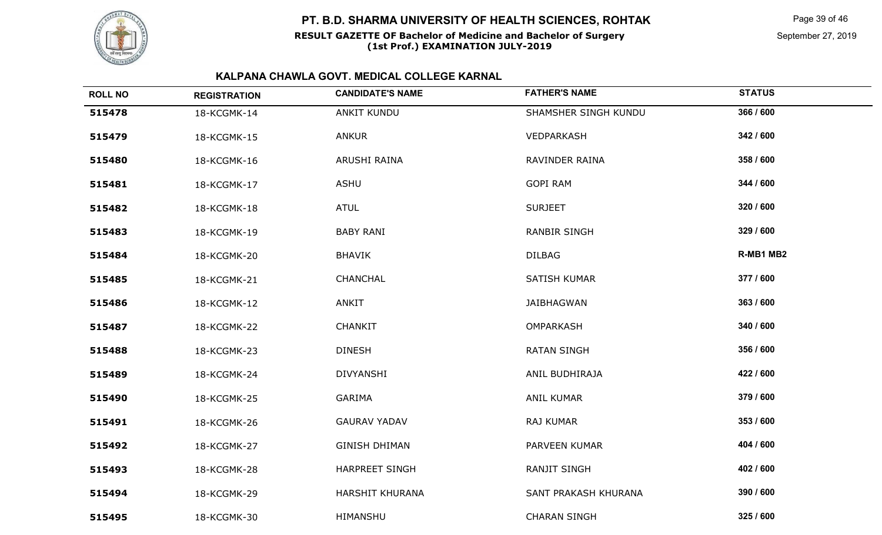# PT. B.D. SHARMA UNIVERSITY OF HEALTH SCIENCES, ROHTAK

**RESULT GAZETTE OF Bachelor of Medicine and Bachelor of Surgery (1st Prof.) EXAMINATION JULY-2019**

September 27, 2019

## KALPANA CHAWLA GOVT. MEDICAL COLLEGE KARNAL

| ROLL NO | REGISTRATION | CANDIDATE'S NAME | FATHER'S NAME | STATUS |
|---|---|---|---|---|
| 515478 | 18-KCGMK-14 | ANKIT KUNDU | SHAMSHER SINGH KUNDU | 366 / 600 |
| 515479 | 18-KCGMK-15 | ANKUR | VEDPARKASH | 342 / 600 |
| 515480 | 18-KCGMK-16 | ARUSHI RAINA | RAVINDER RAINA | 358 / 600 |
| 515481 | 18-KCGMK-17 | ASHU | GOPI RAM | 344 / 600 |
| 515482 | 18-KCGMK-18 | ATUL | SURJEET | 320 / 600 |
| 515483 | 18-KCGMK-19 | BABY RANI | RANBIR SINGH | 329 / 600 |
| 515484 | 18-KCGMK-20 | BHAVIK | DILBAG | R-MB1 MB2 |
| 515485 | 18-KCGMK-21 | CHANCHAL | SATISH KUMAR | 377 / 600 |
| 515486 | 18-KCGMK-12 | ANKIT | JAIBHAGWAN | 363 / 600 |
| 515487 | 18-KCGMK-22 | CHANKIT | OMPARKASH | 340 / 600 |
| 515488 | 18-KCGMK-23 | DINESH | RATAN SINGH | 356 / 600 |
| 515489 | 18-KCGMK-24 | DIVYANSHI | ANIL BUDHIRAJA | 422 / 600 |
| 515490 | 18-KCGMK-25 | GARIMA | ANIL KUMAR | 379 / 600 |
| 515491 | 18-KCGMK-26 | GAURAV YADAV | RAJ KUMAR | 353 / 600 |
| 515492 | 18-KCGMK-27 | GINISH DHIMAN | PARVEEN KUMAR | 404 / 600 |
| 515493 | 18-KCGMK-28 | HARPREET SINGH | RANJIT SINGH | 402 / 600 |
| 515494 | 18-KCGMK-29 | HARSHIT KHURANA | SANT PRAKASH KHURANA | 390 / 600 |
| 515495 | 18-KCGMK-30 | HIMANSHU | CHARAN SINGH | 325 / 600 |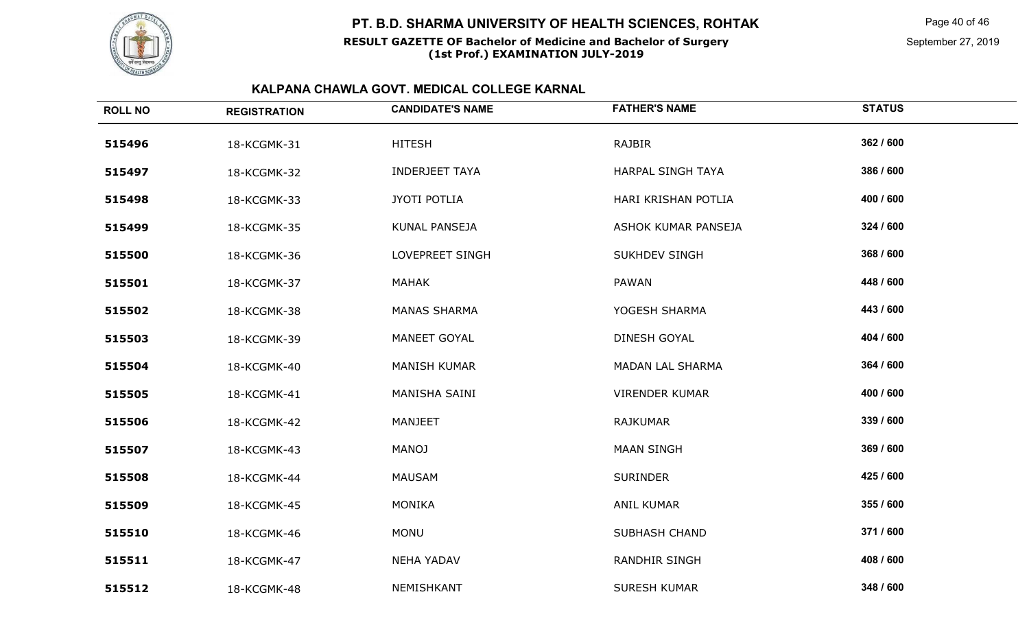# PT. B.D. SHARMA UNIVERSITY OF HEALTH SCIENCES, ROHTAK

**RESULT GAZETTE OF Bachelor of Medicine and Bachelor of Surgery (1st Prof.) EXAMINATION JULY-2019**

September 27, 2019

## KALPANA CHAWLA GOVT. MEDICAL COLLEGE KARNAL

| ROLL NO | REGISTRATION | CANDIDATE'S NAME | FATHER'S NAME | STATUS |
|---|---|---|---|---|
| 515496 | 18-KCGMK-31 | HITESH | RAJBIR | 362 / 600 |
| 515497 | 18-KCGMK-32 | INDERJEET TAYA | HARPAL SINGH TAYA | 386 / 600 |
| 515498 | 18-KCGMK-33 | JYOTI POTLIA | HARI KRISHAN POTLIA | 400 / 600 |
| 515499 | 18-KCGMK-35 | KUNAL PANSEJA | ASHOK KUMAR PANSEJA | 324 / 600 |
| 515500 | 18-KCGMK-36 | LOVEPREET SINGH | SUKHDEV SINGH | 368 / 600 |
| 515501 | 18-KCGMK-37 | MAHAK | PAWAN | 448 / 600 |
| 515502 | 18-KCGMK-38 | MANAS SHARMA | YOGESH SHARMA | 443 / 600 |
| 515503 | 18-KCGMK-39 | MANEET GOYAL | DINESH GOYAL | 404 / 600 |
| 515504 | 18-KCGMK-40 | MANISH KUMAR | MADAN LAL SHARMA | 364 / 600 |
| 515505 | 18-KCGMK-41 | MANISHA SAINI | VIRENDER KUMAR | 400 / 600 |
| 515506 | 18-KCGMK-42 | MANJEET | RAJKUMAR | 339 / 600 |
| 515507 | 18-KCGMK-43 | MANOJ | MAAN SINGH | 369 / 600 |
| 515508 | 18-KCGMK-44 | MAUSAM | SURINDER | 425 / 600 |
| 515509 | 18-KCGMK-45 | MONIKA | ANIL KUMAR | 355 / 600 |
| 515510 | 18-KCGMK-46 | MONU | SUBHASH CHAND | 371 / 600 |
| 515511 | 18-KCGMK-47 | NEHA YADAV | RANDHIR SINGH | 408 / 600 |
| 515512 | 18-KCGMK-48 | NEMISHKANT | SURESH KUMAR | 348 / 600 |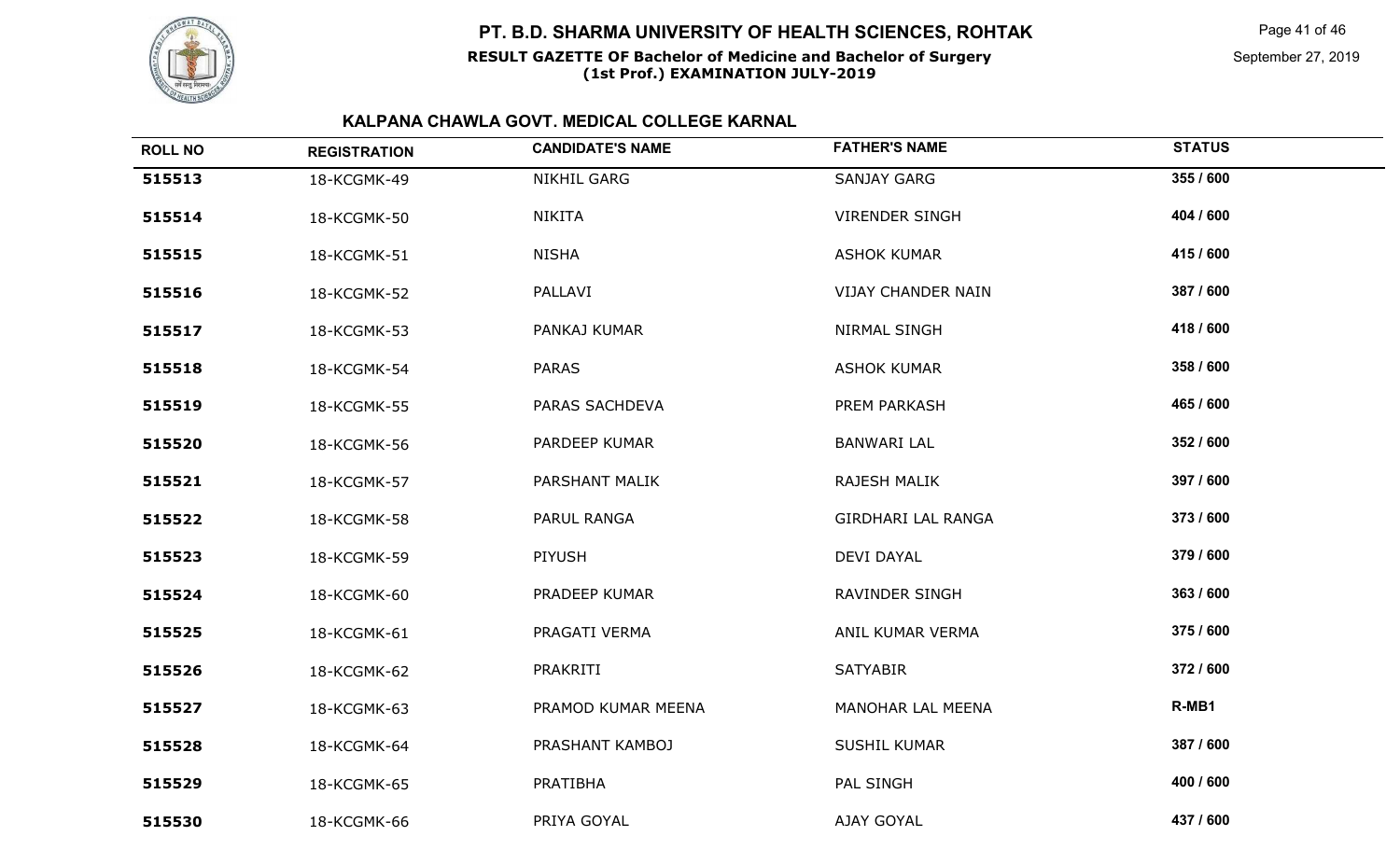# PT. B.D. SHARMA UNIVERSITY OF HEALTH SCIENCES, ROHTAK

**RESULT GAZETTE OF Bachelor of Medicine and Bachelor of Surgery (1st Prof.) EXAMINATION JULY-2019**

September 27, 2019

## KALPANA CHAWLA GOVT. MEDICAL COLLEGE KARNAL

| ROLL NO | REGISTRATION | CANDIDATE'S NAME | FATHER'S NAME | STATUS |
|---|---|---|---|---|
| 515513 | 18-KCGMK-49 | NIKHIL GARG | SANJAY GARG | 355 / 600 |
| 515514 | 18-KCGMK-50 | NIKITA | VIRENDER SINGH | 404 / 600 |
| 515515 | 18-KCGMK-51 | NISHA | ASHOK KUMAR | 415 / 600 |
| 515516 | 18-KCGMK-52 | PALLAVI | VIJAY CHANDER NAIN | 387 / 600 |
| 515517 | 18-KCGMK-53 | PANKAJ KUMAR | NIRMAL SINGH | 418 / 600 |
| 515518 | 18-KCGMK-54 | PARAS | ASHOK KUMAR | 358 / 600 |
| 515519 | 18-KCGMK-55 | PARAS SACHDEVA | PREM PARKASH | 465 / 600 |
| 515520 | 18-KCGMK-56 | PARDEEP KUMAR | BANWARI LAL | 352 / 600 |
| 515521 | 18-KCGMK-57 | PARSHANT MALIK | RAJESH MALIK | 397 / 600 |
| 515522 | 18-KCGMK-58 | PARUL RANGA | GIRDHARI LAL RANGA | 373 / 600 |
| 515523 | 18-KCGMK-59 | PIYUSH | DEVI DAYAL | 379 / 600 |
| 515524 | 18-KCGMK-60 | PRADEEP KUMAR | RAVINDER SINGH | 363 / 600 |
| 515525 | 18-KCGMK-61 | PRAGATI VERMA | ANIL KUMAR VERMA | 375 / 600 |
| 515526 | 18-KCGMK-62 | PRAKRITI | SATYABIR | 372 / 600 |
| 515527 | 18-KCGMK-63 | PRAMOD KUMAR MEENA | MANOHAR LAL MEENA | R-MB1 |
| 515528 | 18-KCGMK-64 | PRASHANT KAMBOJ | SUSHIL KUMAR | 387 / 600 |
| 515529 | 18-KCGMK-65 | PRATIBHA | PAL SINGH | 400 / 600 |
| 515530 | 18-KCGMK-66 | PRIYA GOYAL | AJAY GOYAL | 437 / 600 |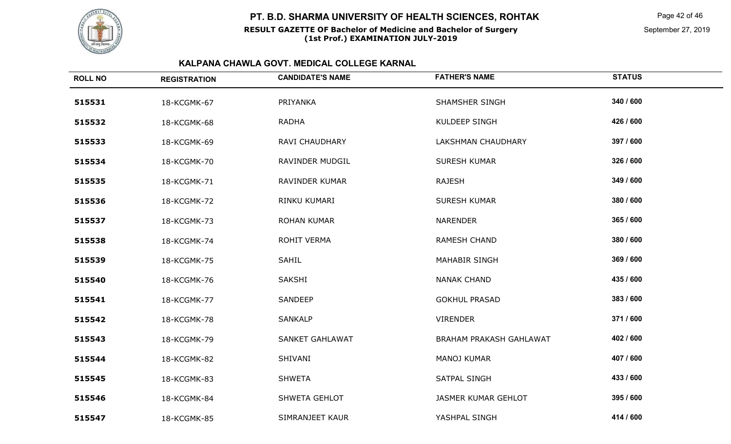# PT. B.D. SHARMA UNIVERSITY OF HEALTH SCIENCES, ROHTAK

**RESULT GAZETTE OF Bachelor of Medicine and Bachelor of Surgery (1st Prof.) EXAMINATION JULY-2019**

September 27, 2019

## KALPANA CHAWLA GOVT. MEDICAL COLLEGE KARNAL

| ROLL NO | REGISTRATION | CANDIDATE'S NAME | FATHER'S NAME | STATUS |
|---|---|---|---|---|
| 515531 | 18-KCGMK-67 | PRIYANKA | SHAMSHER SINGH | 340 / 600 |
| 515532 | 18-KCGMK-68 | RADHA | KULDEEP SINGH | 426 / 600 |
| 515533 | 18-KCGMK-69 | RAVI CHAUDHARY | LAKSHMAN CHAUDHARY | 397 / 600 |
| 515534 | 18-KCGMK-70 | RAVINDER MUDGIL | SURESH KUMAR | 326 / 600 |
| 515535 | 18-KCGMK-71 | RAVINDER KUMAR | RAJESH | 349 / 600 |
| 515536 | 18-KCGMK-72 | RINKU KUMARI | SURESH KUMAR | 380 / 600 |
| 515537 | 18-KCGMK-73 | ROHAN KUMAR | NARENDER | 365 / 600 |
| 515538 | 18-KCGMK-74 | ROHIT VERMA | RAMESH CHAND | 380 / 600 |
| 515539 | 18-KCGMK-75 | SAHIL | MAHABIR SINGH | 369 / 600 |
| 515540 | 18-KCGMK-76 | SAKSHI | NANAK CHAND | 435 / 600 |
| 515541 | 18-KCGMK-77 | SANDEEP | GOKHUL PRASAD | 383 / 600 |
| 515542 | 18-KCGMK-78 | SANKALP | VIRENDER | 371 / 600 |
| 515543 | 18-KCGMK-79 | SANKET GAHLAWAT | BRAHAM PRAKASH GAHLAWAT | 402 / 600 |
| 515544 | 18-KCGMK-82 | SHIVANI | MANOJ KUMAR | 407 / 600 |
| 515545 | 18-KCGMK-83 | SHWETA | SATPAL SINGH | 433 / 600 |
| 515546 | 18-KCGMK-84 | SHWETA GEHLOT | JASMER KUMAR GEHLOT | 395 / 600 |
| 515547 | 18-KCGMK-85 | SIMRANJEET KAUR | YASHPAL SINGH | 414 / 600 |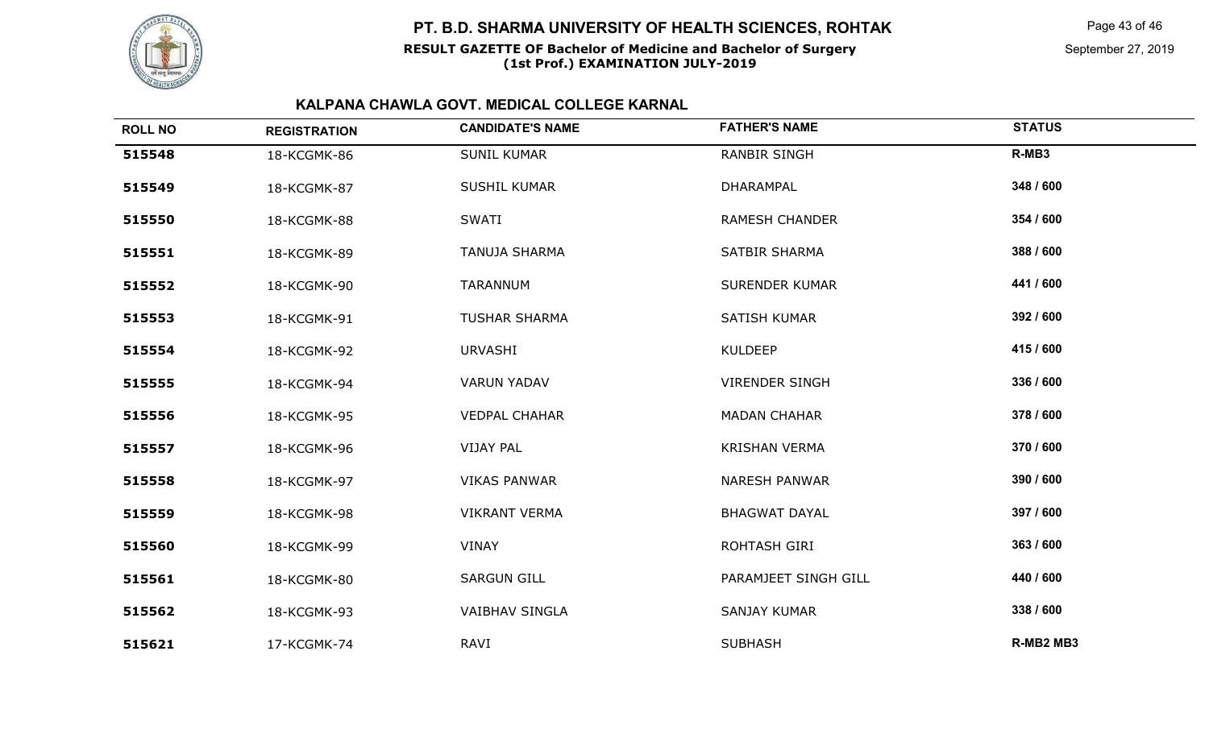# PT. B.D. SHARMA UNIVERSITY OF HEALTH SCIENCES, ROHTAK

**RESULT GAZETTE OF Bachelor of Medicine and Bachelor of Surgery (1st Prof.) EXAMINATION JULY-2019**

September 27, 2019

## KALPANA CHAWLA GOVT. MEDICAL COLLEGE KARNAL

| ROLL NO | REGISTRATION | CANDIDATE'S NAME | FATHER'S NAME | STATUS |
| --- | --- | --- | --- | --- |
| 515548 | 18-KCGMK-86 | SUNIL KUMAR | RANBIR SINGH | R-MB3 |
| 515549 | 18-KCGMK-87 | SUSHIL KUMAR | DHARAMPAL | 348 / 600 |
| 515550 | 18-KCGMK-88 | SWATI | RAMESH CHANDER | 354 / 600 |
| 515551 | 18-KCGMK-89 | TANUJA SHARMA | SATBIR SHARMA | 388 / 600 |
| 515552 | 18-KCGMK-90 | TARANNUM | SURENDER KUMAR | 441 / 600 |
| 515553 | 18-KCGMK-91 | TUSHAR SHARMA | SATISH KUMAR | 392 / 600 |
| 515554 | 18-KCGMK-92 | URVASHI | KULDEEP | 415 / 600 |
| 515555 | 18-KCGMK-94 | VARUN YADAV | VIRENDER SINGH | 336 / 600 |
| 515556 | 18-KCGMK-95 | VEDPAL CHAHAR | MADAN CHAHAR | 378 / 600 |
| 515557 | 18-KCGMK-96 | VIJAY PAL | KRISHAN VERMA | 370 / 600 |
| 515558 | 18-KCGMK-97 | VIKAS PANWAR | NARESH PANWAR | 390 / 600 |
| 515559 | 18-KCGMK-98 | VIKRANT VERMA | BHAGWAT DAYAL | 397 / 600 |
| 515560 | 18-KCGMK-99 | VINAY | ROHTASH GIRI | 363 / 600 |
| 515561 | 18-KCGMK-80 | SARGUN GILL | PARAMJEET SINGH GILL | 440 / 600 |
| 515562 | 18-KCGMK-93 | VAIBHAV SINGLA | SANJAY KUMAR | 338 / 600 |
| 515621 | 17-KCGMK-74 | RAVI | SUBHASH | R-MB2 MB3 |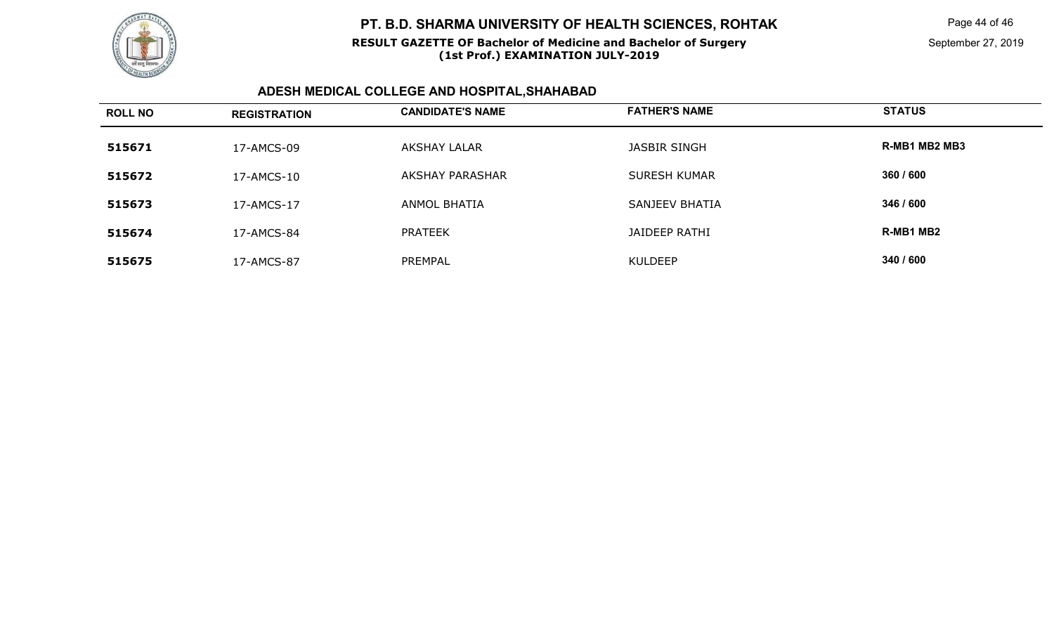# PT. B.D. SHARMA UNIVERSITY OF HEALTH SCIENCES, ROHTAK

**RESULT GAZETTE OF Bachelor of Medicine and Bachelor of Surgery (1st Prof.) EXAMINATION JULY-2019**

September 27, 2019

## ADESH MEDICAL COLLEGE AND HOSPITAL,SHAHABAD

| ROLL NO | REGISTRATION | CANDIDATE'S NAME | FATHER'S NAME | STATUS |
|---|---|---|---|---|
| **515671** | 17-AMCS-09 | AKSHAY LALAR | JASBIR SINGH | **R-MB1 MB2 MB3** |
| **515672** | 17-AMCS-10 | AKSHAY PARASHAR | SURESH KUMAR | **360 / 600** |
| **515673** | 17-AMCS-17 | ANMOL BHATIA | SANJEEV BHATIA | **346 / 600** |
| **515674** | 17-AMCS-84 | PRATEEK | JAIDEEP RATHI | **R-MB1 MB2** |
| **515675** | 17-AMCS-87 | PREMPAL | KULDEEP | **340 / 600** |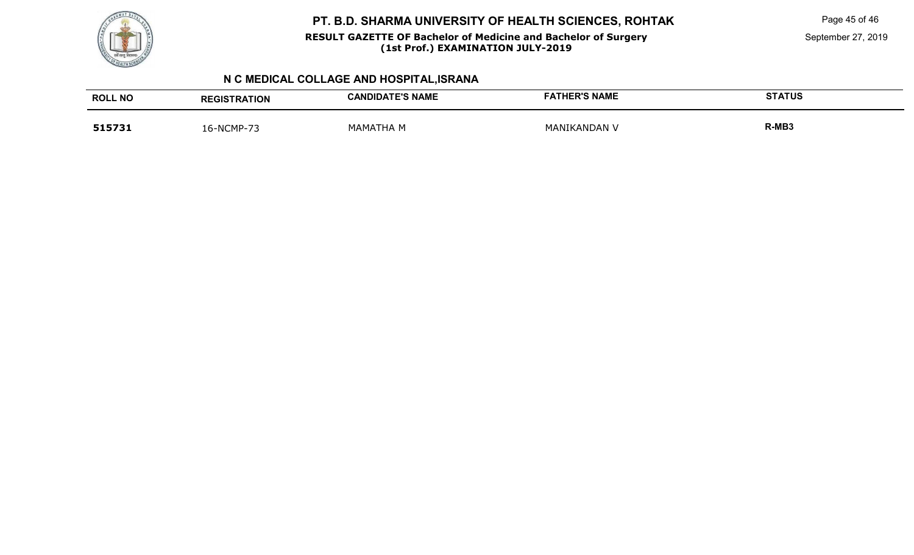## N C MEDICAL COLLAGE AND HOSPITAL,ISRANA

| ROLL NO | REGISTRATION | CANDIDATE'S NAME | FATHER'S NAME | STATUS |
|---|---|---|---|---|
| **515731** | 16-NCMP-73 | MAMATHA M | MANIKANDAN V | **R-MB3** |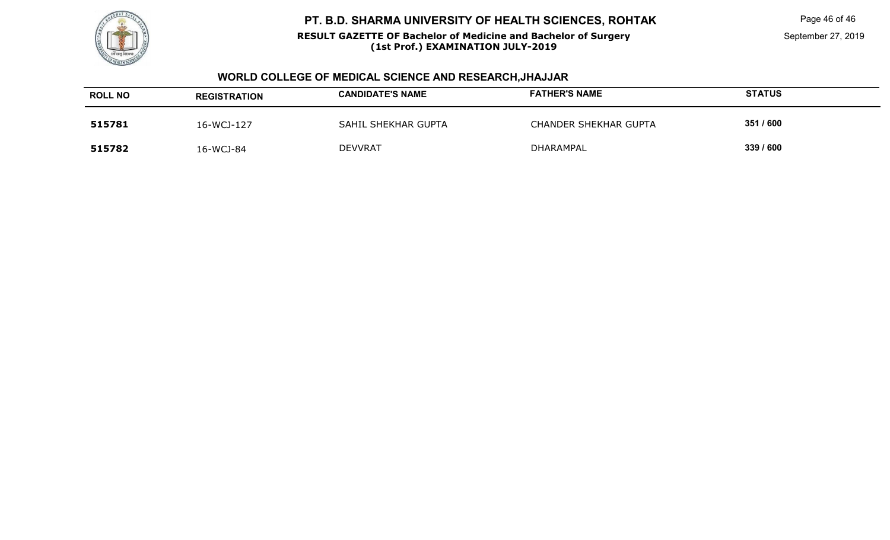## WORLD COLLEGE OF MEDICAL SCIENCE AND RESEARCH,JHAJJAR

| ROLL NO | REGISTRATION | CANDIDATE'S NAME | FATHER'S NAME | STATUS |
|---|---|---|---|---|
| **515781** | 16-WCJ-127 | SAHIL SHEKHAR GUPTA | CHANDER SHEKHAR GUPTA | **351 / 600** |
| **515782** | 16-WCJ-84 | DEVVRAT | DHARAMPAL | **339 / 600** |